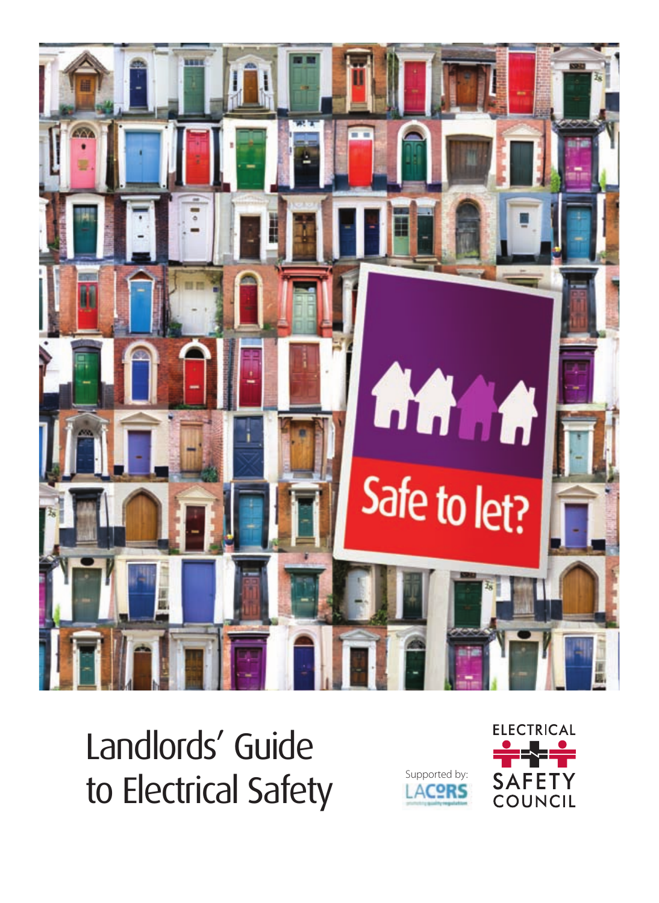Safe to let?

# Landlords' Guide to Electrical Safety

Supported by: LACORS

ELECTRICAL SAFETY COUNCIL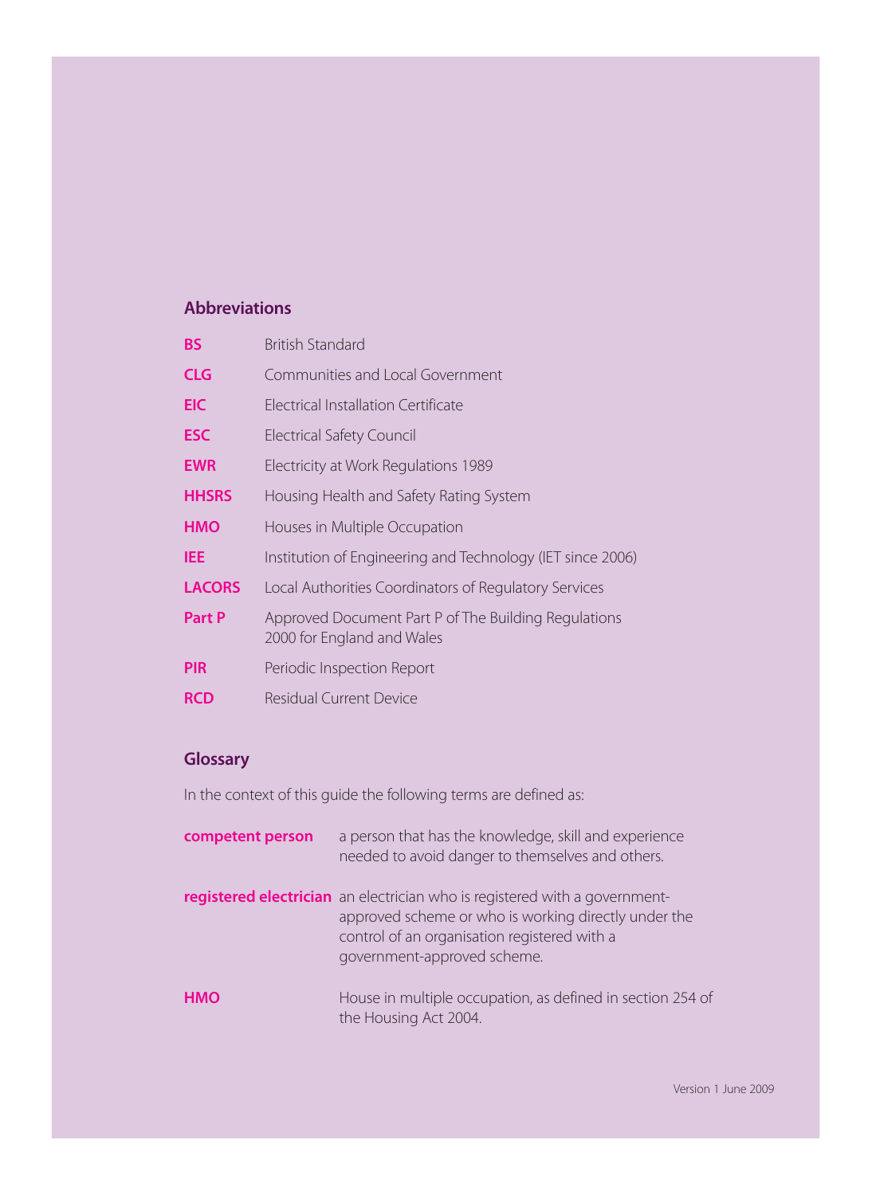## Abbreviations

| | |
|---|---|
| **BS** | British Standard |
| **CLG** | Communities and Local Government |
| **EIC** | Electrical Installation Certificate |
| **ESC** | Electrical Safety Council |
| **EWR** | Electricity at Work Regulations 1989 |
| **HHSRS** | Housing Health and Safety Rating System |
| **HMO** | Houses in Multiple Occupation |
| **IEE** | Institution of Engineering and Technology (IET since 2006) |
| **LACORS** | Local Authorities Coordinators of Regulatory Services |
| **Part P** | Approved Document Part P of The Building Regulations 2000 for England and Wales |
| **PIR** | Periodic Inspection Report |
| **RCD** | Residual Current Device |

## Glossary

In the context of this guide the following terms are defined as:

| | |
|---|---|
| **competent person** | a person that has the knowledge, skill and experience needed to avoid danger to themselves and others. |
| **registered electrician** | an electrician who is registered with a government-approved scheme or who is working directly under the control of an organisation registered with a government-approved scheme. |
| **HMO** | House in multiple occupation, as defined in section 254 of the Housing Act 2004. |

Version 1 June 2009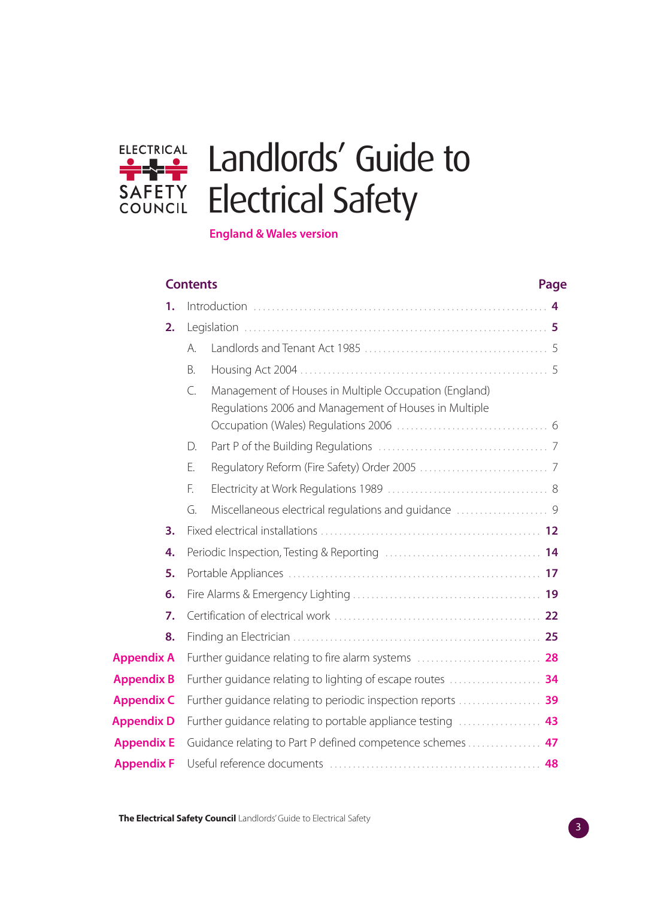ELECTRICAL SAFETY COUNCIL

# Landlords' Guide to Electrical Safety

**England & Wales version**

## Contents

| | | Page |
|---|---|---|
| **1.** | Introduction | **4** |
| **2.** | Legislation | **5** |
| | A. Landlords and Tenant Act 1985 | 5 |
| | B. Housing Act 2004 | 5 |
| | C. Management of Houses in Multiple Occupation (England) Regulations 2006 and Management of Houses in Multiple Occupation (Wales) Regulations 2006 | 6 |
| | D. Part P of the Building Regulations | 7 |
| | E. Regulatory Reform (Fire Safety) Order 2005 | 7 |
| | F. Electricity at Work Regulations 1989 | 8 |
| | G. Miscellaneous electrical regulations and guidance | 9 |
| **3.** | Fixed electrical installations | **12** |
| **4.** | Periodic Inspection, Testing & Reporting | **14** |
| **5.** | Portable Appliances | **17** |
| **6.** | Fire Alarms & Emergency Lighting | **19** |
| **7.** | Certification of electrical work | **22** |
| **8.** | Finding an Electrician | **25** |
| **Appendix A** | Further guidance relating to fire alarm systems | **28** |
| **Appendix B** | Further guidance relating to lighting of escape routes | **34** |
| **Appendix C** | Further guidance relating to periodic inspection reports | **39** |
| **Appendix D** | Further guidance relating to portable appliance testing | **43** |
| **Appendix E** | Guidance relating to Part P defined competence schemes | **47** |
| **Appendix F** | Useful reference documents | **48** |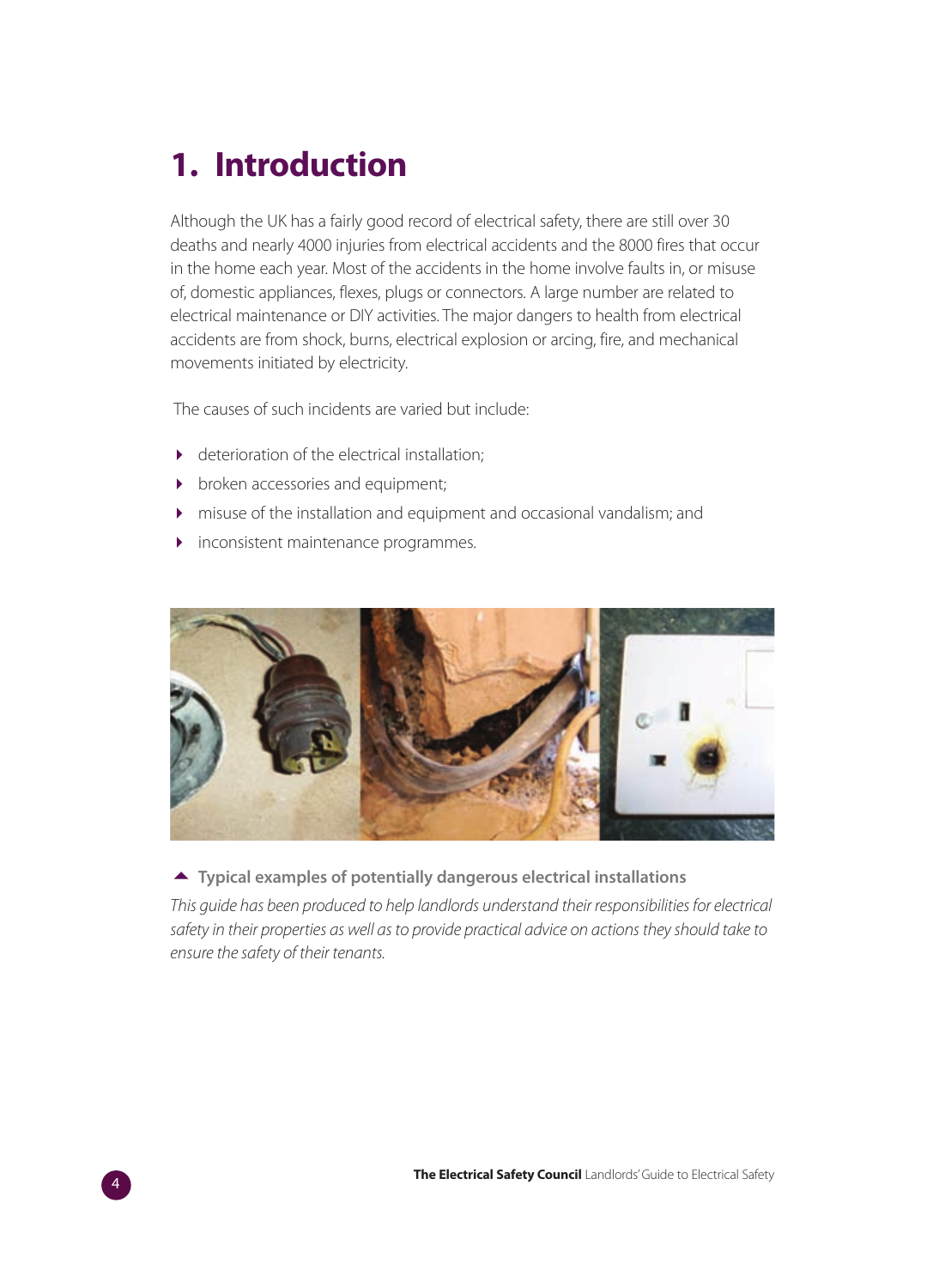# 1. Introduction

Although the UK has a fairly good record of electrical safety, there are still over 30 deaths and nearly 4000 injuries from electrical accidents and the 8000 fires that occur in the home each year. Most of the accidents in the home involve faults in, or misuse of, domestic appliances, flexes, plugs or connectors. A large number are related to electrical maintenance or DIY activities. The major dangers to health from electrical accidents are from shock, burns, electrical explosion or arcing, fire, and mechanical movements initiated by electricity.

The causes of such incidents are varied but include:

- deterioration of the electrical installation;
- broken accessories and equipment;
- misuse of the installation and equipment and occasional vandalism; and
- inconsistent maintenance programmes.

**Typical examples of potentially dangerous electrical installations**

*This guide has been produced to help landlords understand their responsibilities for electrical safety in their properties as well as to provide practical advice on actions they should take to ensure the safety of their tenants.*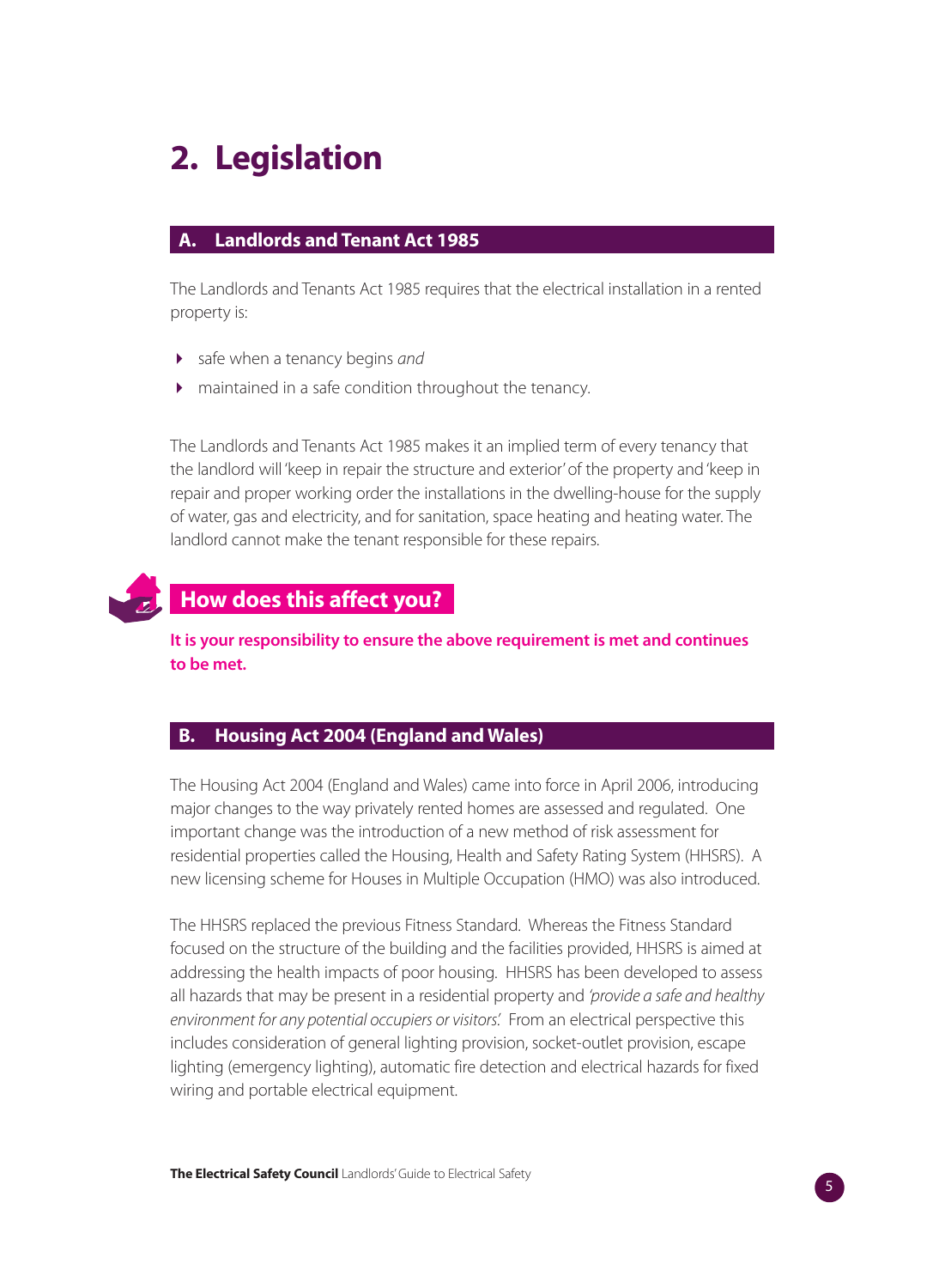# 2. Legislation

## A. Landlords and Tenant Act 1985

The Landlords and Tenants Act 1985 requires that the electrical installation in a rented property is:

- safe when a tenancy begins *and*
- maintained in a safe condition throughout the tenancy.

The Landlords and Tenants Act 1985 makes it an implied term of every tenancy that the landlord will 'keep in repair the structure and exterior' of the property and 'keep in repair and proper working order the installations in the dwelling-house for the supply of water, gas and electricity, and for sanitation, space heating and heating water. The landlord cannot make the tenant responsible for these repairs.

### How does this affect you?

**It is your responsibility to ensure the above requirement is met and continues to be met.**

## B. Housing Act 2004 (England and Wales)

The Housing Act 2004 (England and Wales) came into force in April 2006, introducing major changes to the way privately rented homes are assessed and regulated. One important change was the introduction of a new method of risk assessment for residential properties called the Housing, Health and Safety Rating System (HHSRS). A new licensing scheme for Houses in Multiple Occupation (HMO) was also introduced.

The HHSRS replaced the previous Fitness Standard. Whereas the Fitness Standard focused on the structure of the building and the facilities provided, HHSRS is aimed at addressing the health impacts of poor housing. HHSRS has been developed to assess all hazards that may be present in a residential property and *'provide a safe and healthy environment for any potential occupiers or visitors'.* From an electrical perspective this includes consideration of general lighting provision, socket-outlet provision, escape lighting (emergency lighting), automatic fire detection and electrical hazards for fixed wiring and portable electrical equipment.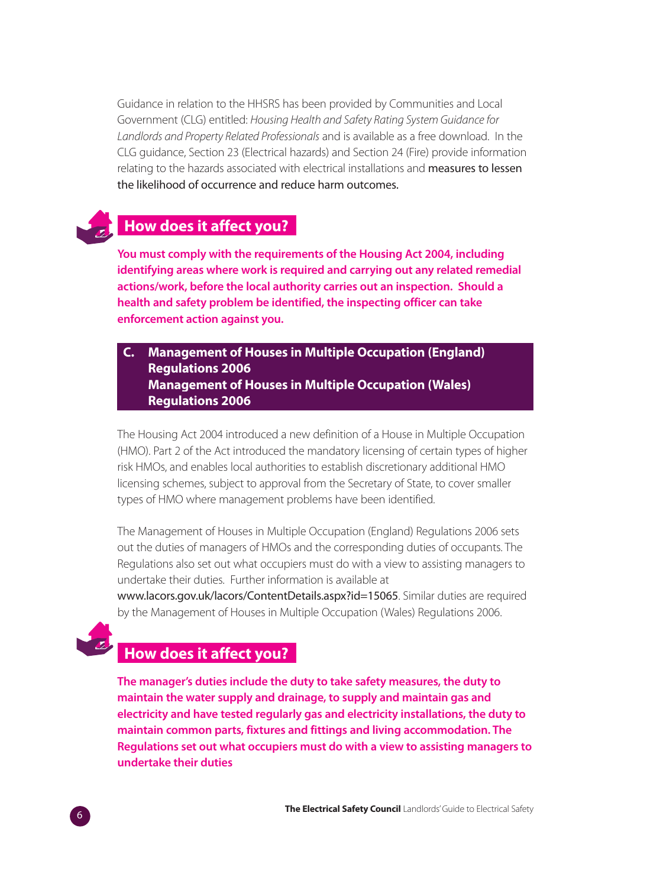Guidance in relation to the HHSRS has been provided by Communities and Local Government (CLG) entitled: *Housing Health and Safety Rating System Guidance for Landlords and Property Related Professionals* and is available as a free download. In the CLG guidance, Section 23 (Electrical hazards) and Section 24 (Fire) provide information relating to the hazards associated with electrical installations and measures to lessen the likelihood of occurrence and reduce harm outcomes.

## How does it affect you?

**You must comply with the requirements of the Housing Act 2004, including identifying areas where work is required and carrying out any related remedial actions/work, before the local authority carries out an inspection. Should a health and safety problem be identified, the inspecting officer can take enforcement action against you.**

## C. Management of Houses in Multiple Occupation (England) Regulations 2006 Management of Houses in Multiple Occupation (Wales) Regulations 2006

The Housing Act 2004 introduced a new definition of a House in Multiple Occupation (HMO). Part 2 of the Act introduced the mandatory licensing of certain types of higher risk HMOs, and enables local authorities to establish discretionary additional HMO licensing schemes, subject to approval from the Secretary of State, to cover smaller types of HMO where management problems have been identified.

The Management of Houses in Multiple Occupation (England) Regulations 2006 sets out the duties of managers of HMOs and the corresponding duties of occupants. The Regulations also set out what occupiers must do with a view to assisting managers to undertake their duties. Further information is available at www.lacors.gov.uk/lacors/ContentDetails.aspx?id=15065. Similar duties are required by the Management of Houses in Multiple Occupation (Wales) Regulations 2006.

## How does it affect you?

**The manager's duties include the duty to take safety measures, the duty to maintain the water supply and drainage, to supply and maintain gas and electricity and have tested regularly gas and electricity installations, the duty to maintain common parts, fixtures and fittings and living accommodation. The Regulations set out what occupiers must do with a view to assisting managers to undertake their duties**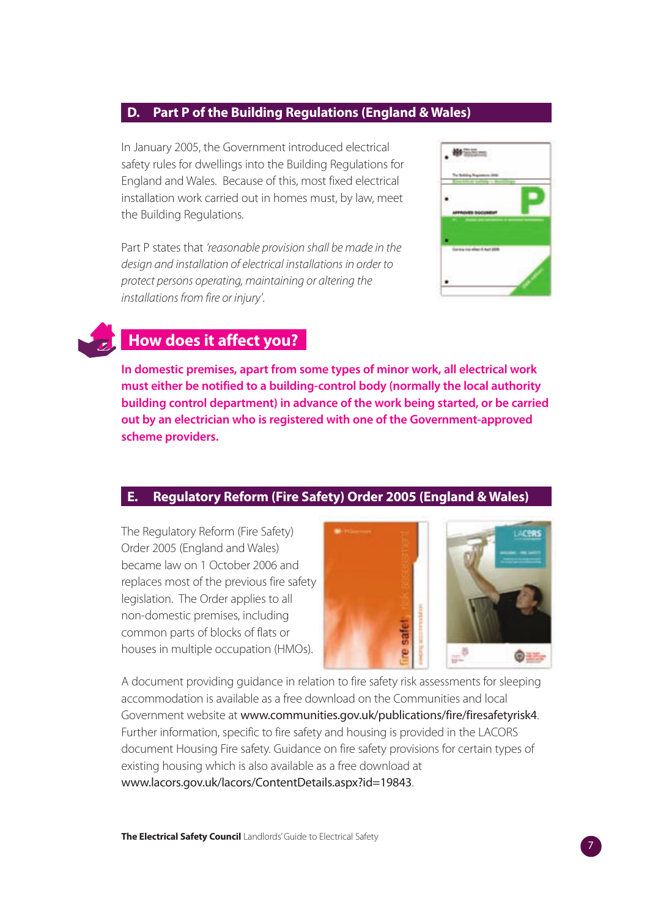## D. Part P of the Building Regulations (England & Wales)

In January 2005, the Government introduced electrical safety rules for dwellings into the Building Regulations for England and Wales. Because of this, most fixed electrical installation work carried out in homes must, by law, meet the Building Regulations.

Part P states that *'reasonable provision shall be made in the design and installation of electrical installations in order to protect persons operating, maintaining or altering the installations from fire or injury'.*

### How does it affect you?

**In domestic premises, apart from some types of minor work, all electrical work must either be notified to a building-control body (normally the local authority building control department) in advance of the work being started, or be carried out by an electrician who is registered with one of the Government-approved scheme providers.**

## E. Regulatory Reform (Fire Safety) Order 2005 (England & Wales)

The Regulatory Reform (Fire Safety) Order 2005 (England and Wales) became law on 1 October 2006 and replaces most of the previous fire safety legislation. The Order applies to all non-domestic premises, including common parts of blocks of flats or houses in multiple occupation (HMOs).

A document providing guidance in relation to fire safety risk assessments for sleeping accommodation is available as a free download on the Communities and local Government website at www.communities.gov.uk/publications/fire/firesafetyrisk4. Further information, specific to fire safety and housing is provided in the LACORS document Housing Fire safety. Guidance on fire safety provisions for certain types of existing housing which is also available as a free download at www.lacors.gov.uk/lacors/ContentDetails.aspx?id=19843.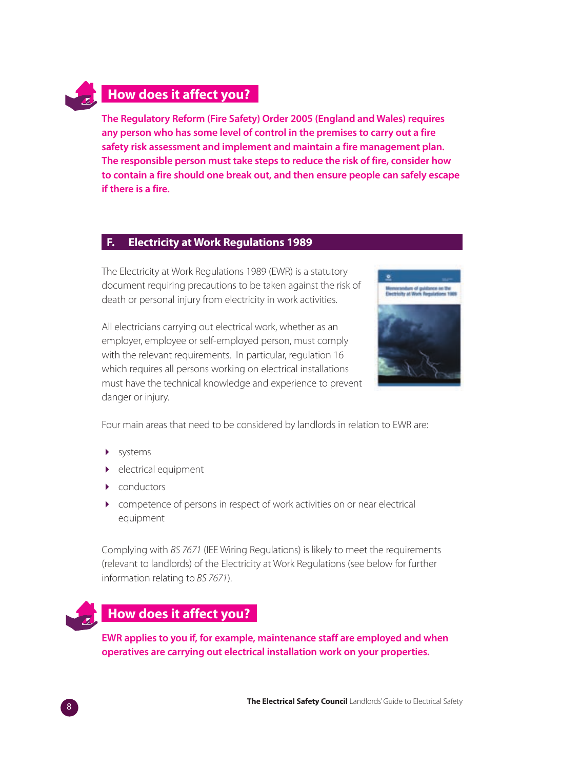## How does it affect you?

**The Regulatory Reform (Fire Safety) Order 2005 (England and Wales) requires any person who has some level of control in the premises to carry out a fire safety risk assessment and implement and maintain a fire management plan. The responsible person must take steps to reduce the risk of fire, consider how to contain a fire should one break out, and then ensure people can safely escape if there is a fire.**

## F. Electricity at Work Regulations 1989

The Electricity at Work Regulations 1989 (EWR) is a statutory document requiring precautions to be taken against the risk of death or personal injury from electricity in work activities.

All electricians carrying out electrical work, whether as an employer, employee or self-employed person, must comply with the relevant requirements. In particular, regulation 16 which requires all persons working on electrical installations must have the technical knowledge and experience to prevent danger or injury.

Four main areas that need to be considered by landlords in relation to EWR are:

- systems
- electrical equipment
- conductors
- competence of persons in respect of work activities on or near electrical equipment

Complying with *BS 7671* (IEE Wiring Regulations) is likely to meet the requirements (relevant to landlords) of the Electricity at Work Regulations (see below for further information relating to *BS 7671*).

## How does it affect you?

**EWR applies to you if, for example, maintenance staff are employed and when operatives are carrying out electrical installation work on your properties.**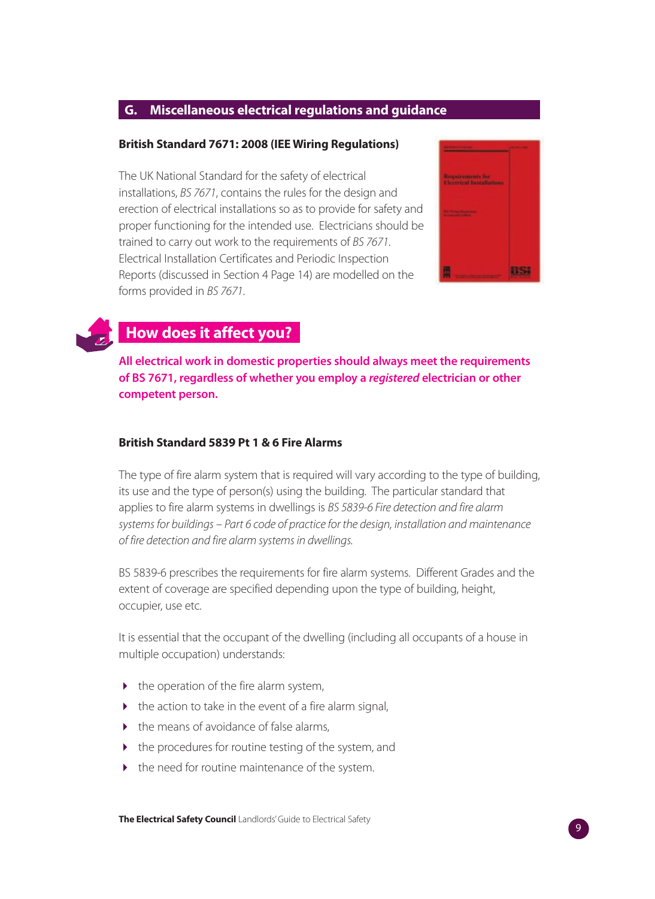## G. Miscellaneous electrical regulations and guidance

### British Standard 7671: 2008 (IEE Wiring Regulations)

The UK National Standard for the safety of electrical installations, *BS 7671*, contains the rules for the design and erection of electrical installations so as to provide for safety and proper functioning for the intended use. Electricians should be trained to carry out work to the requirements of *BS 7671*. Electrical Installation Certificates and Periodic Inspection Reports (discussed in Section 4 Page 14) are modelled on the forms provided in *BS 7671*.

### How does it affect you?

**All electrical work in domestic properties should always meet the requirements of BS 7671, regardless of whether you employ a *registered* electrician or other competent person.**

### British Standard 5839 Pt 1 & 6 Fire Alarms

The type of fire alarm system that is required will vary according to the type of building, its use and the type of person(s) using the building. The particular standard that applies to fire alarm systems in dwellings is *BS 5839-6 Fire detection and fire alarm systems for buildings – Part 6 code of practice for the design, installation and maintenance of fire detection and fire alarm systems in dwellings.*

BS 5839-6 prescribes the requirements for fire alarm systems. Different Grades and the extent of coverage are specified depending upon the type of building, height, occupier, use etc.

It is essential that the occupant of the dwelling (including all occupants of a house in multiple occupation) understands:

- the operation of the fire alarm system,
- the action to take in the event of a fire alarm signal,
- the means of avoidance of false alarms,
- the procedures for routine testing of the system, and
- the need for routine maintenance of the system.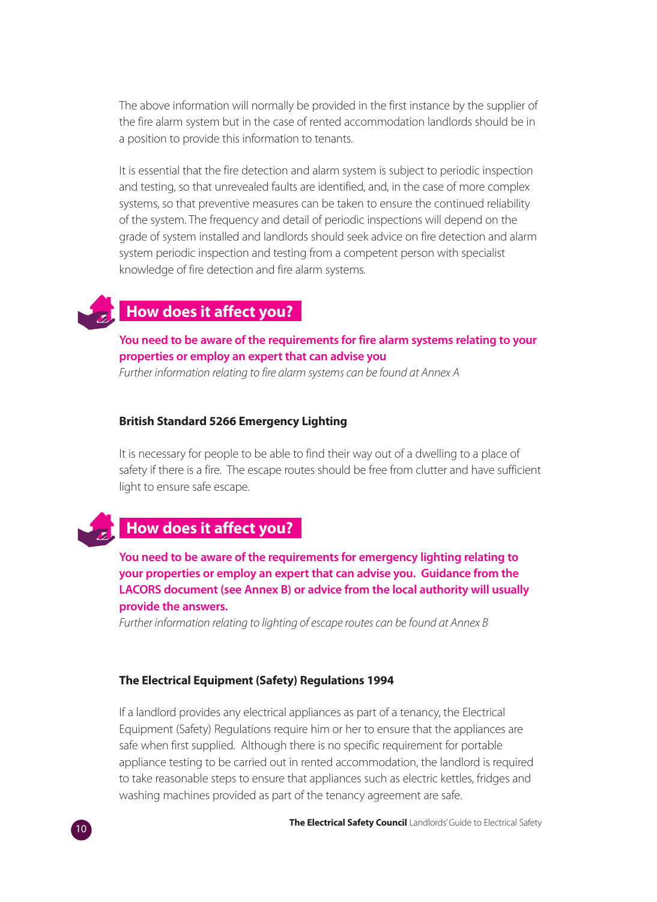The above information will normally be provided in the first instance by the supplier of the fire alarm system but in the case of rented accommodation landlords should be in a position to provide this information to tenants.

It is essential that the fire detection and alarm system is subject to periodic inspection and testing, so that unrevealed faults are identified, and, in the case of more complex systems, so that preventive measures can be taken to ensure the continued reliability of the system. The frequency and detail of periodic inspections will depend on the grade of system installed and landlords should seek advice on fire detection and alarm system periodic inspection and testing from a competent person with specialist knowledge of fire detection and fire alarm systems.

## How does it affect you?

**You need to be aware of the requirements for fire alarm systems relating to your properties or employ an expert that can advise you**

*Further information relating to fire alarm systems can be found at Annex A*

### British Standard 5266 Emergency Lighting

It is necessary for people to be able to find their way out of a dwelling to a place of safety if there is a fire. The escape routes should be free from clutter and have sufficient light to ensure safe escape.

## How does it affect you?

**You need to be aware of the requirements for emergency lighting relating to your properties or employ an expert that can advise you. Guidance from the LACORS document (see Annex B) or advice from the local authority will usually provide the answers.**

*Further information relating to lighting of escape routes can be found at Annex B*

### The Electrical Equipment (Safety) Regulations 1994

If a landlord provides any electrical appliances as part of a tenancy, the Electrical Equipment (Safety) Regulations require him or her to ensure that the appliances are safe when first supplied. Although there is no specific requirement for portable appliance testing to be carried out in rented accommodation, the landlord is required to take reasonable steps to ensure that appliances such as electric kettles, fridges and washing machines provided as part of the tenancy agreement are safe.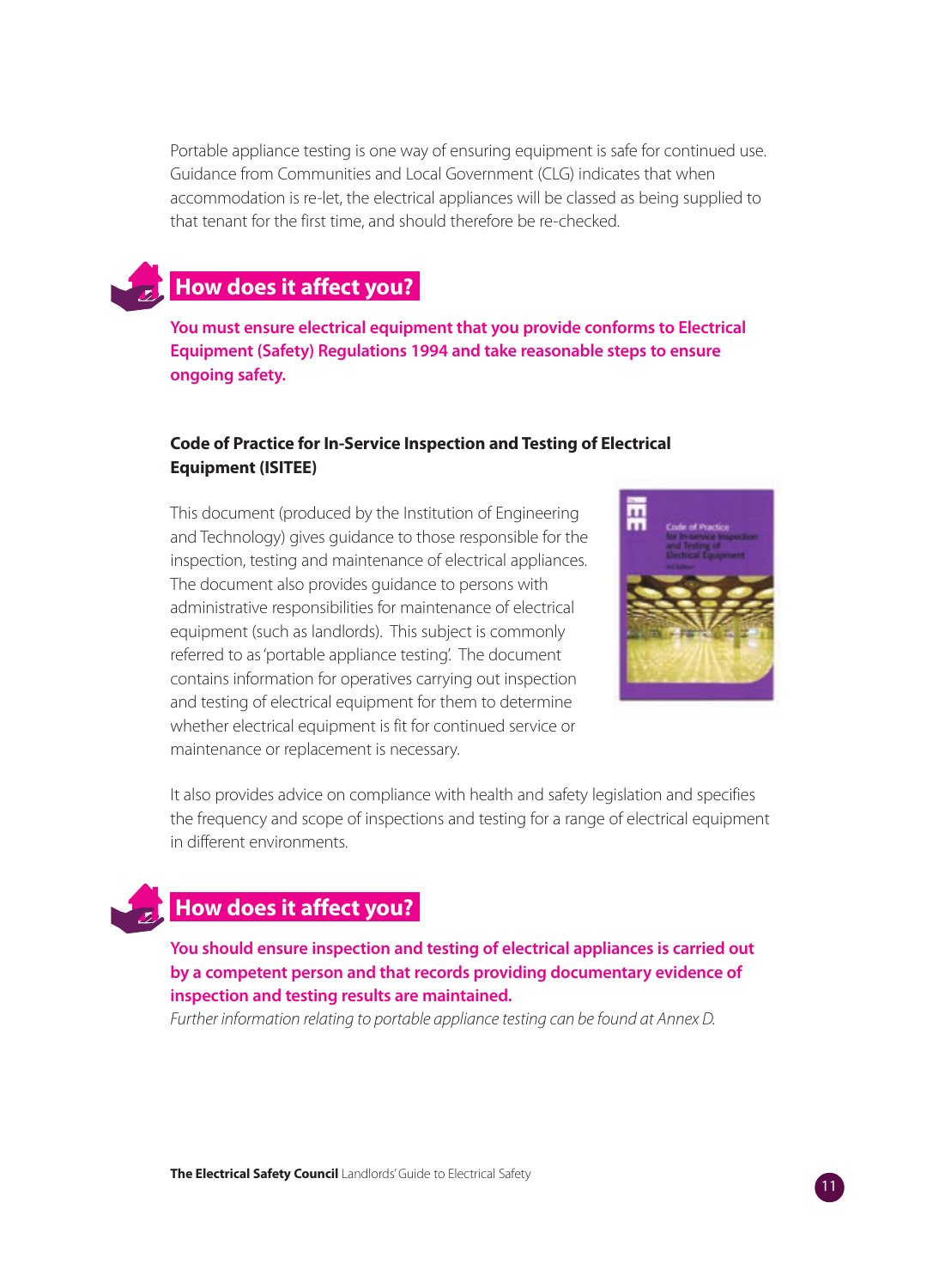Portable appliance testing is one way of ensuring equipment is safe for continued use. Guidance from Communities and Local Government (CLG) indicates that when accommodation is re-let, the electrical appliances will be classed as being supplied to that tenant for the first time, and should therefore be re-checked.

## How does it affect you?

**You must ensure electrical equipment that you provide conforms to Electrical Equipment (Safety) Regulations 1994 and take reasonable steps to ensure ongoing safety.**

### Code of Practice for In-Service Inspection and Testing of Electrical Equipment (ISITEE)

This document (produced by the Institution of Engineering and Technology) gives guidance to those responsible for the inspection, testing and maintenance of electrical appliances. The document also provides guidance to persons with administrative responsibilities for maintenance of electrical equipment (such as landlords). This subject is commonly referred to as 'portable appliance testing'. The document contains information for operatives carrying out inspection and testing of electrical equipment for them to determine whether electrical equipment is fit for continued service or maintenance or replacement is necessary.

It also provides advice on compliance with health and safety legislation and specifies the frequency and scope of inspections and testing for a range of electrical equipment in different environments.

## How does it affect you?

**You should ensure inspection and testing of electrical appliances is carried out by a competent person and that records providing documentary evidence of inspection and testing results are maintained.**

*Further information relating to portable appliance testing can be found at Annex D.*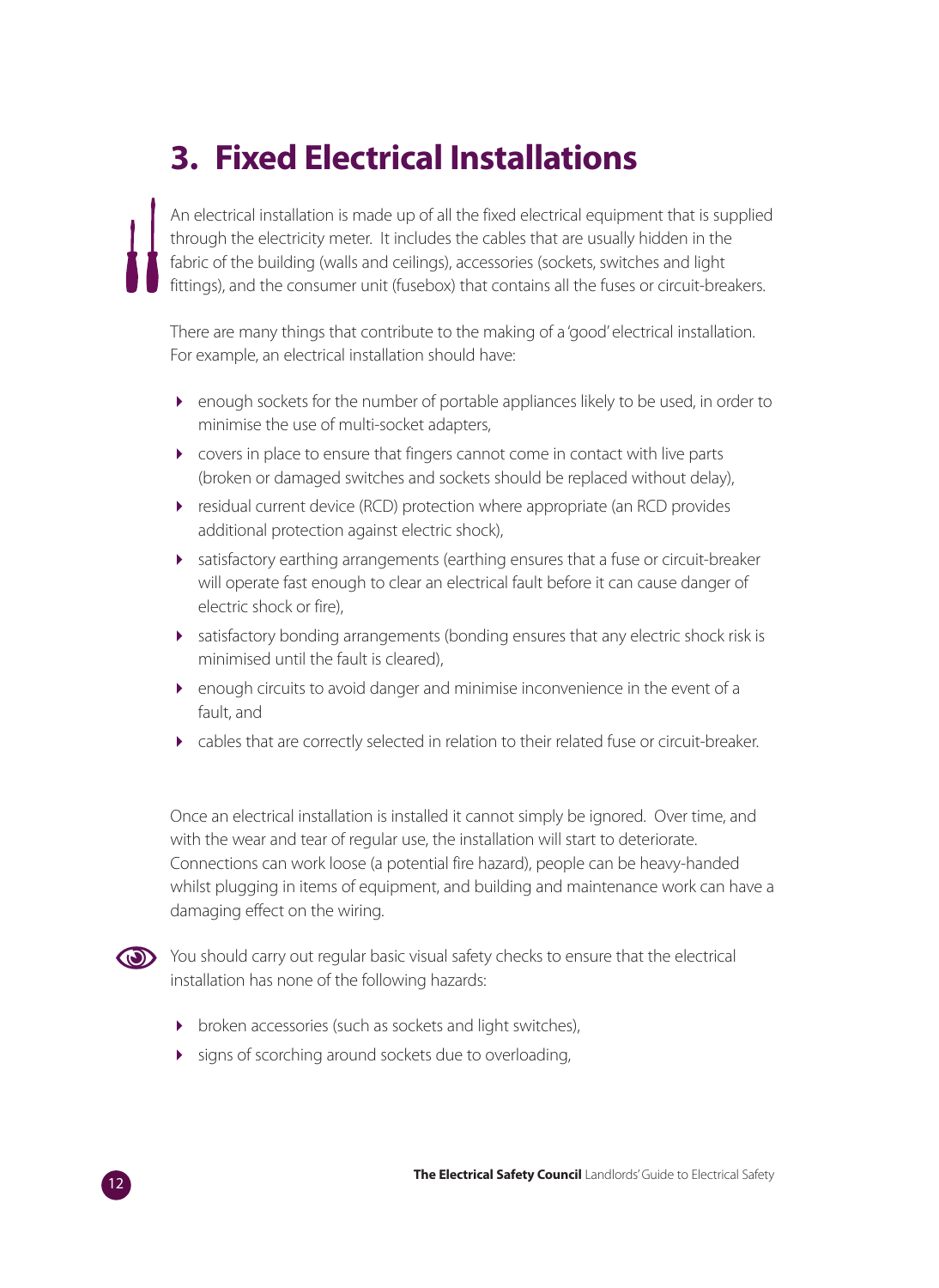# 3. Fixed Electrical Installations

An electrical installation is made up of all the fixed electrical equipment that is supplied through the electricity meter. It includes the cables that are usually hidden in the fabric of the building (walls and ceilings), accessories (sockets, switches and light fittings), and the consumer unit (fusebox) that contains all the fuses or circuit-breakers.

There are many things that contribute to the making of a 'good' electrical installation. For example, an electrical installation should have:

- enough sockets for the number of portable appliances likely to be used, in order to minimise the use of multi-socket adapters,
- covers in place to ensure that fingers cannot come in contact with live parts (broken or damaged switches and sockets should be replaced without delay),
- residual current device (RCD) protection where appropriate (an RCD provides additional protection against electric shock),
- satisfactory earthing arrangements (earthing ensures that a fuse or circuit-breaker will operate fast enough to clear an electrical fault before it can cause danger of electric shock or fire),
- satisfactory bonding arrangements (bonding ensures that any electric shock risk is minimised until the fault is cleared),
- enough circuits to avoid danger and minimise inconvenience in the event of a fault, and
- cables that are correctly selected in relation to their related fuse or circuit-breaker.

Once an electrical installation is installed it cannot simply be ignored. Over time, and with the wear and tear of regular use, the installation will start to deteriorate. Connections can work loose (a potential fire hazard), people can be heavy-handed whilst plugging in items of equipment, and building and maintenance work can have a damaging effect on the wiring.

You should carry out regular basic visual safety checks to ensure that the electrical installation has none of the following hazards:

- broken accessories (such as sockets and light switches),
- signs of scorching around sockets due to overloading,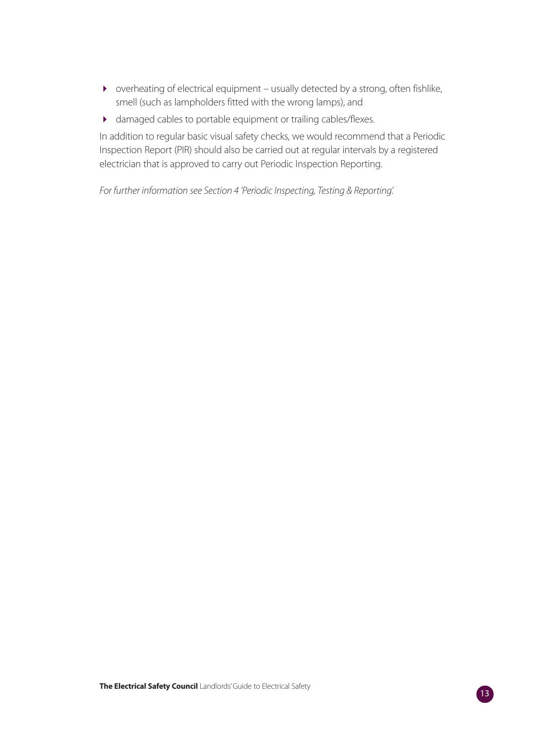- overheating of electrical equipment – usually detected by a strong, often fishlike, smell (such as lampholders fitted with the wrong lamps), and
- damaged cables to portable equipment or trailing cables/flexes.

In addition to regular basic visual safety checks, we would recommend that a Periodic Inspection Report (PIR) should also be carried out at regular intervals by a registered electrician that is approved to carry out Periodic Inspection Reporting.

*For further information see Section 4 'Periodic Inspecting, Testing & Reporting'.*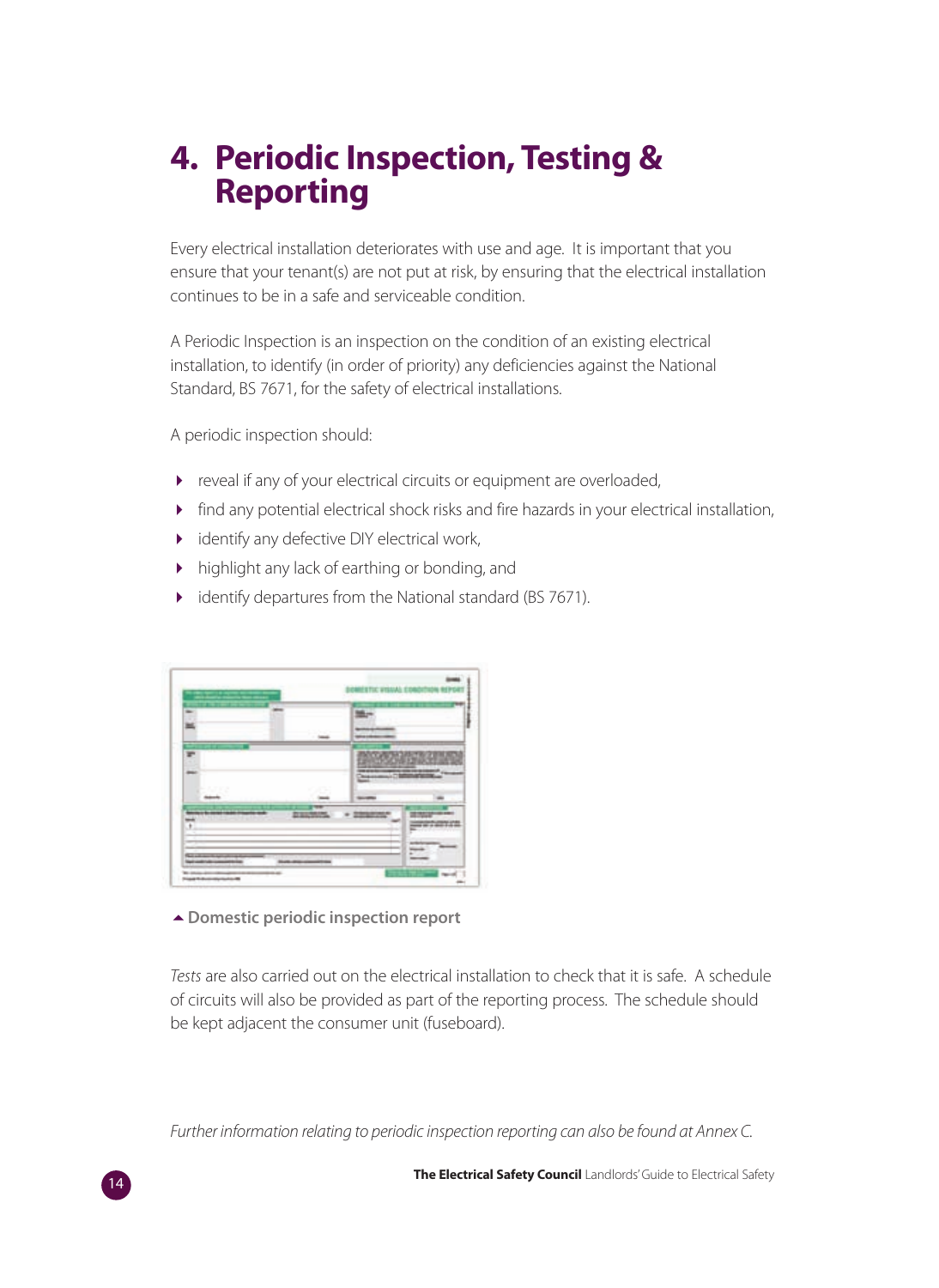# 4. Periodic Inspection, Testing & Reporting

Every electrical installation deteriorates with use and age. It is important that you ensure that your tenant(s) are not put at risk, by ensuring that the electrical installation continues to be in a safe and serviceable condition.

A Periodic Inspection is an inspection on the condition of an existing electrical installation, to identify (in order of priority) any deficiencies against the National Standard, BS 7671, for the safety of electrical installations.

A periodic inspection should:

- reveal if any of your electrical circuits or equipment are overloaded,
- find any potential electrical shock risks and fire hazards in your electrical installation,
- identify any defective DIY electrical work,
- highlight any lack of earthing or bonding, and
- identify departures from the National standard (BS 7671).

**Domestic periodic inspection report**

*Tests* are also carried out on the electrical installation to check that it is safe. A schedule of circuits will also be provided as part of the reporting process. The schedule should be kept adjacent the consumer unit (fuseboard).

*Further information relating to periodic inspection reporting can also be found at Annex C.*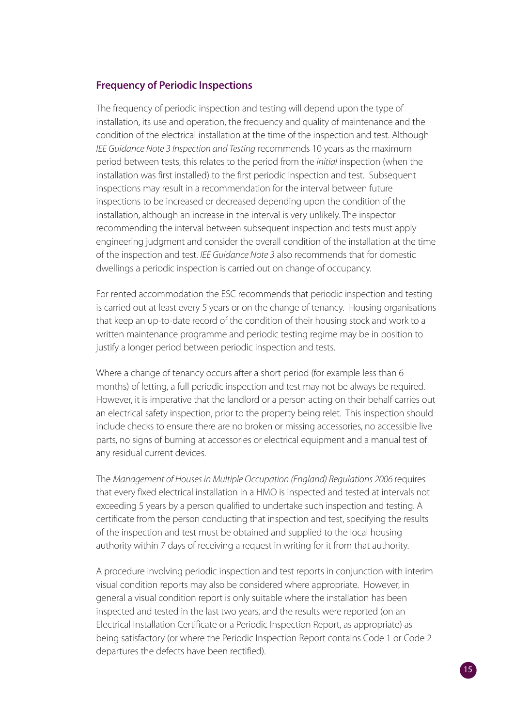## Frequency of Periodic Inspections

The frequency of periodic inspection and testing will depend upon the type of installation, its use and operation, the frequency and quality of maintenance and the condition of the electrical installation at the time of the inspection and test. Although *IEE Guidance Note 3 Inspection and Testing* recommends 10 years as the maximum period between tests, this relates to the period from the *initial* inspection (when the installation was first installed) to the first periodic inspection and test. Subsequent inspections may result in a recommendation for the interval between future inspections to be increased or decreased depending upon the condition of the installation, although an increase in the interval is very unlikely. The inspector recommending the interval between subsequent inspection and tests must apply engineering judgment and consider the overall condition of the installation at the time of the inspection and test. *IEE Guidance Note 3* also recommends that for domestic dwellings a periodic inspection is carried out on change of occupancy.

For rented accommodation the ESC recommends that periodic inspection and testing is carried out at least every 5 years or on the change of tenancy. Housing organisations that keep an up-to-date record of the condition of their housing stock and work to a written maintenance programme and periodic testing regime may be in position to justify a longer period between periodic inspection and tests.

Where a change of tenancy occurs after a short period (for example less than 6 months) of letting, a full periodic inspection and test may not be always be required. However, it is imperative that the landlord or a person acting on their behalf carries out an electrical safety inspection, prior to the property being relet. This inspection should include checks to ensure there are no broken or missing accessories, no accessible live parts, no signs of burning at accessories or electrical equipment and a manual test of any residual current devices.

The *Management of Houses in Multiple Occupation (England) Regulations 2006* requires that every fixed electrical installation in a HMO is inspected and tested at intervals not exceeding 5 years by a person qualified to undertake such inspection and testing. A certificate from the person conducting that inspection and test, specifying the results of the inspection and test must be obtained and supplied to the local housing authority within 7 days of receiving a request in writing for it from that authority.

A procedure involving periodic inspection and test reports in conjunction with interim visual condition reports may also be considered where appropriate. However, in general a visual condition report is only suitable where the installation has been inspected and tested in the last two years, and the results were reported (on an Electrical Installation Certificate or a Periodic Inspection Report, as appropriate) as being satisfactory (or where the Periodic Inspection Report contains Code 1 or Code 2 departures the defects have been rectified).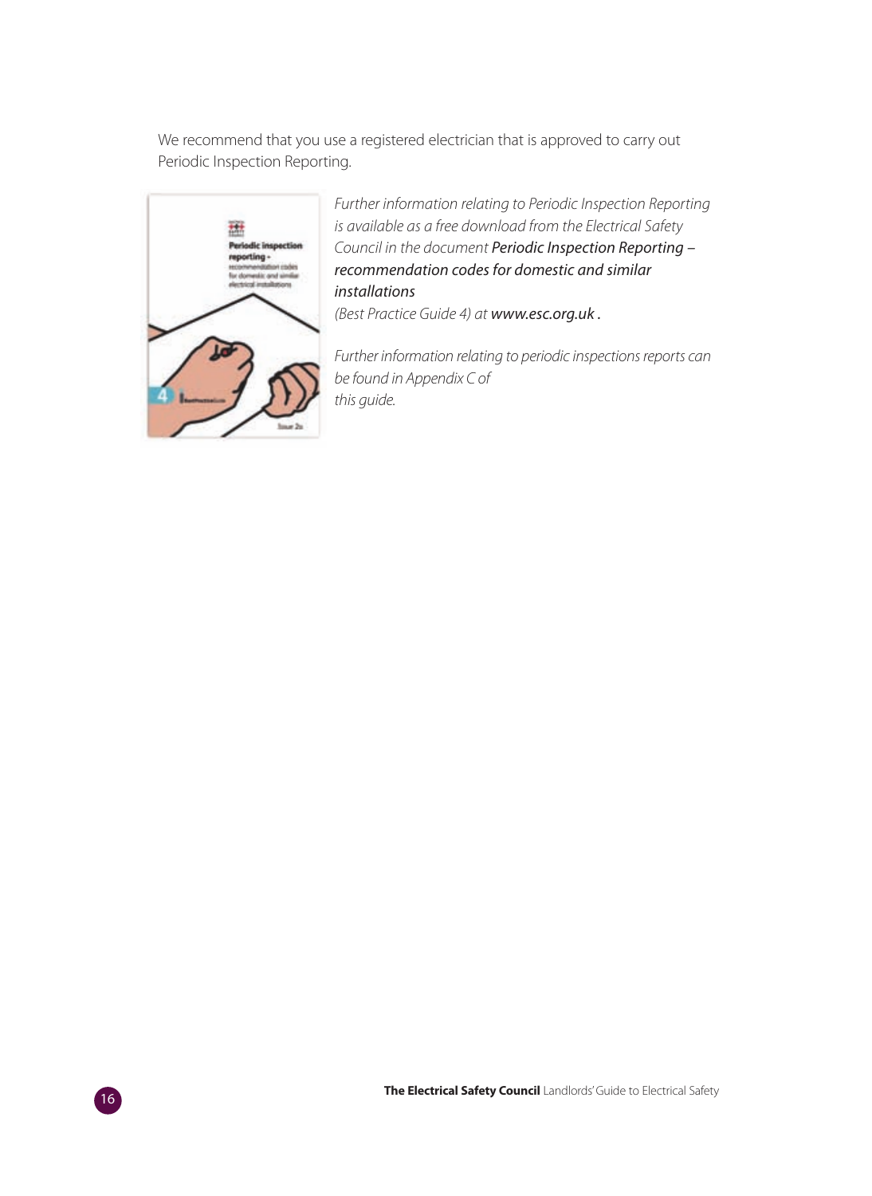We recommend that you use a registered electrician that is approved to carry out Periodic Inspection Reporting.

*Further information relating to Periodic Inspection Reporting is available as a free download from the Electrical Safety Council in the document* ***Periodic Inspection Reporting – recommendation codes for domestic and similar installations***
*(Best Practice Guide 4) at* ***www.esc.org.uk*** *.*

*Further information relating to periodic inspections reports can be found in Appendix C of this guide.*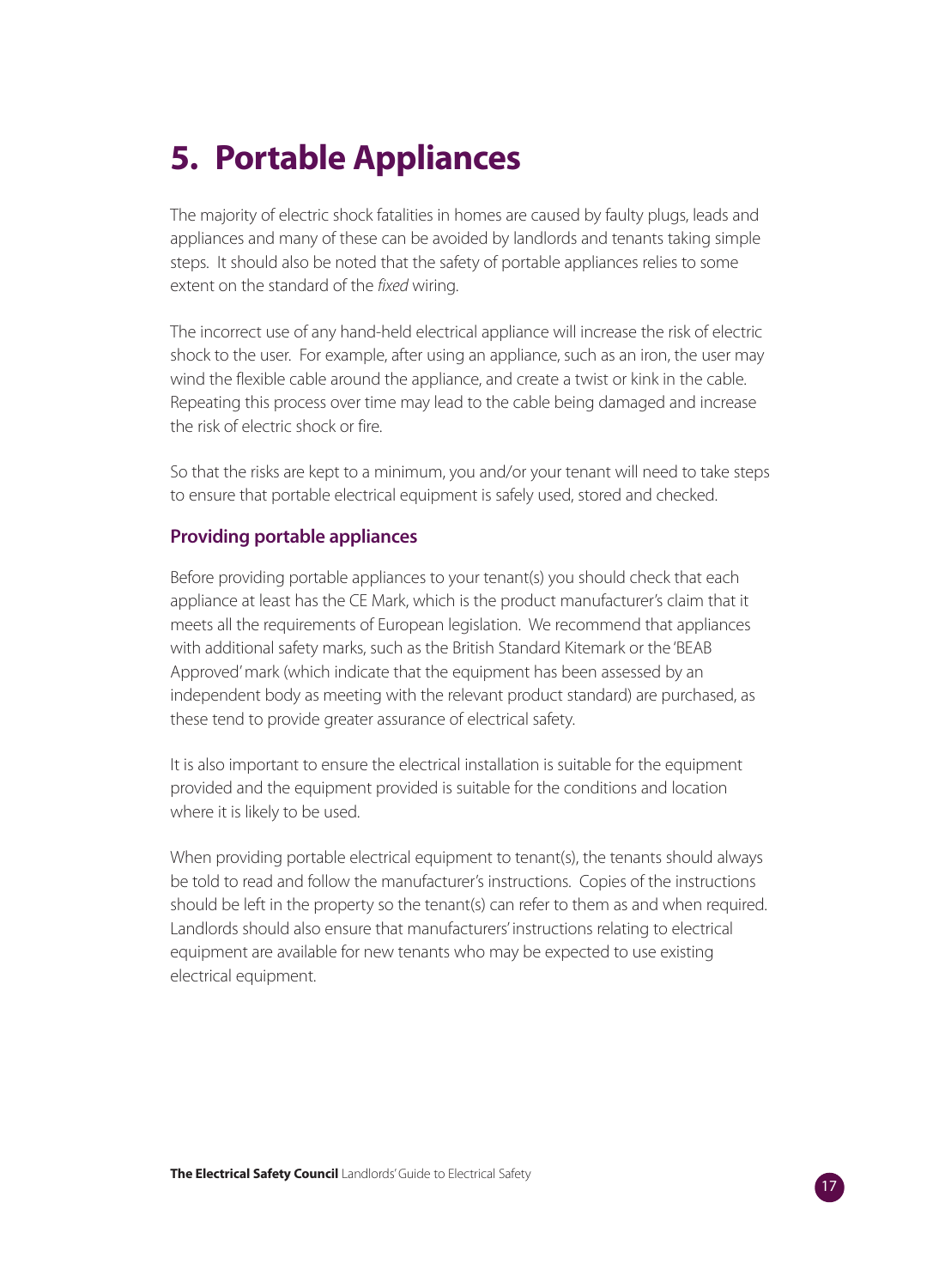# 5. Portable Appliances

The majority of electric shock fatalities in homes are caused by faulty plugs, leads and appliances and many of these can be avoided by landlords and tenants taking simple steps. It should also be noted that the safety of portable appliances relies to some extent on the standard of the *fixed* wiring.

The incorrect use of any hand-held electrical appliance will increase the risk of electric shock to the user. For example, after using an appliance, such as an iron, the user may wind the flexible cable around the appliance, and create a twist or kink in the cable. Repeating this process over time may lead to the cable being damaged and increase the risk of electric shock or fire.

So that the risks are kept to a minimum, you and/or your tenant will need to take steps to ensure that portable electrical equipment is safely used, stored and checked.

## Providing portable appliances

Before providing portable appliances to your tenant(s) you should check that each appliance at least has the CE Mark, which is the product manufacturer's claim that it meets all the requirements of European legislation. We recommend that appliances with additional safety marks, such as the British Standard Kitemark or the 'BEAB Approved' mark (which indicate that the equipment has been assessed by an independent body as meeting with the relevant product standard) are purchased, as these tend to provide greater assurance of electrical safety.

It is also important to ensure the electrical installation is suitable for the equipment provided and the equipment provided is suitable for the conditions and location where it is likely to be used.

When providing portable electrical equipment to tenant(s), the tenants should always be told to read and follow the manufacturer's instructions. Copies of the instructions should be left in the property so the tenant(s) can refer to them as and when required. Landlords should also ensure that manufacturers' instructions relating to electrical equipment are available for new tenants who may be expected to use existing electrical equipment.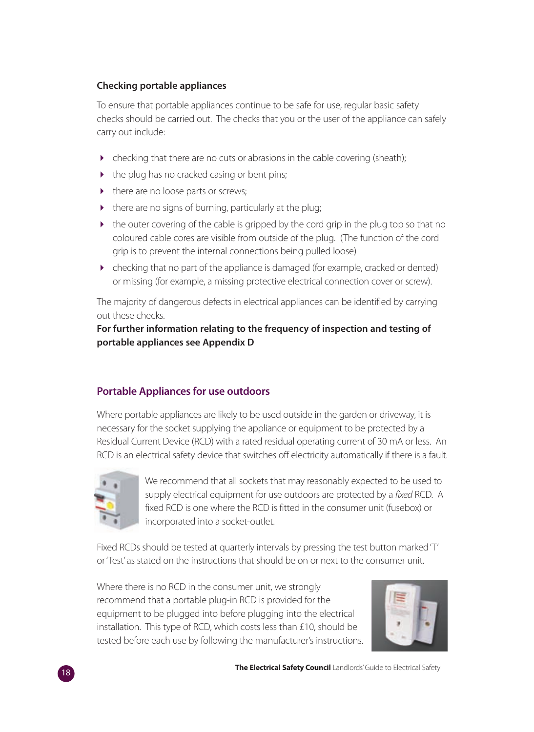### Checking portable appliances

To ensure that portable appliances continue to be safe for use, regular basic safety checks should be carried out. The checks that you or the user of the appliance can safely carry out include:

- checking that there are no cuts or abrasions in the cable covering (sheath);
- the plug has no cracked casing or bent pins;
- there are no loose parts or screws;
- there are no signs of burning, particularly at the plug;
- the outer covering of the cable is gripped by the cord grip in the plug top so that no coloured cable cores are visible from outside of the plug. (The function of the cord grip is to prevent the internal connections being pulled loose)
- checking that no part of the appliance is damaged (for example, cracked or dented) or missing (for example, a missing protective electrical connection cover or screw).

The majority of dangerous defects in electrical appliances can be identified by carrying out these checks.

**For further information relating to the frequency of inspection and testing of portable appliances see Appendix D**

## Portable Appliances for use outdoors

Where portable appliances are likely to be used outside in the garden or driveway, it is necessary for the socket supplying the appliance or equipment to be protected by a Residual Current Device (RCD) with a rated residual operating current of 30 mA or less. An RCD is an electrical safety device that switches off electricity automatically if there is a fault.

We recommend that all sockets that may reasonably expected to be used to supply electrical equipment for use outdoors are protected by a *fixed* RCD. A fixed RCD is one where the RCD is fitted in the consumer unit (fusebox) or incorporated into a socket-outlet.

Fixed RCDs should be tested at quarterly intervals by pressing the test button marked 'T' or 'Test' as stated on the instructions that should be on or next to the consumer unit.

Where there is no RCD in the consumer unit, we strongly recommend that a portable plug-in RCD is provided for the equipment to be plugged into before plugging into the electrical installation. This type of RCD, which costs less than £10, should be tested before each use by following the manufacturer's instructions.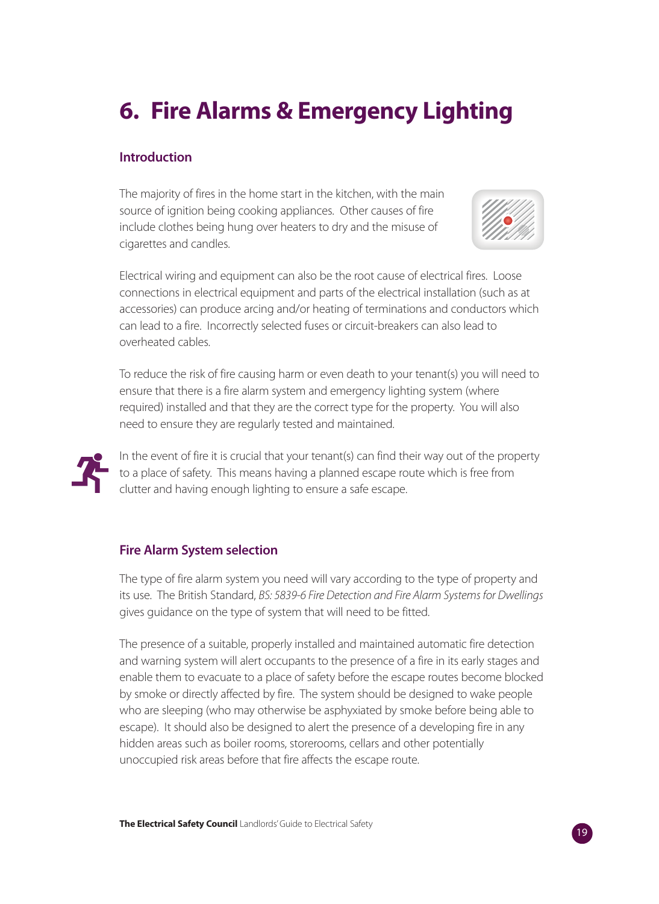# 6. Fire Alarms & Emergency Lighting

## Introduction

The majority of fires in the home start in the kitchen, with the main source of ignition being cooking appliances. Other causes of fire include clothes being hung over heaters to dry and the misuse of cigarettes and candles.

Electrical wiring and equipment can also be the root cause of electrical fires. Loose connections in electrical equipment and parts of the electrical installation (such as at accessories) can produce arcing and/or heating of terminations and conductors which can lead to a fire. Incorrectly selected fuses or circuit-breakers can also lead to overheated cables.

To reduce the risk of fire causing harm or even death to your tenant(s) you will need to ensure that there is a fire alarm system and emergency lighting system (where required) installed and that they are the correct type for the property. You will also need to ensure they are regularly tested and maintained.

In the event of fire it is crucial that your tenant(s) can find their way out of the property to a place of safety. This means having a planned escape route which is free from clutter and having enough lighting to ensure a safe escape.

## Fire Alarm System selection

The type of fire alarm system you need will vary according to the type of property and its use. The British Standard, *BS: 5839-6 Fire Detection and Fire Alarm Systems for Dwellings* gives guidance on the type of system that will need to be fitted.

The presence of a suitable, properly installed and maintained automatic fire detection and warning system will alert occupants to the presence of a fire in its early stages and enable them to evacuate to a place of safety before the escape routes become blocked by smoke or directly affected by fire. The system should be designed to wake people who are sleeping (who may otherwise be asphyxiated by smoke before being able to escape). It should also be designed to alert the presence of a developing fire in any hidden areas such as boiler rooms, storerooms, cellars and other potentially unoccupied risk areas before that fire affects the escape route.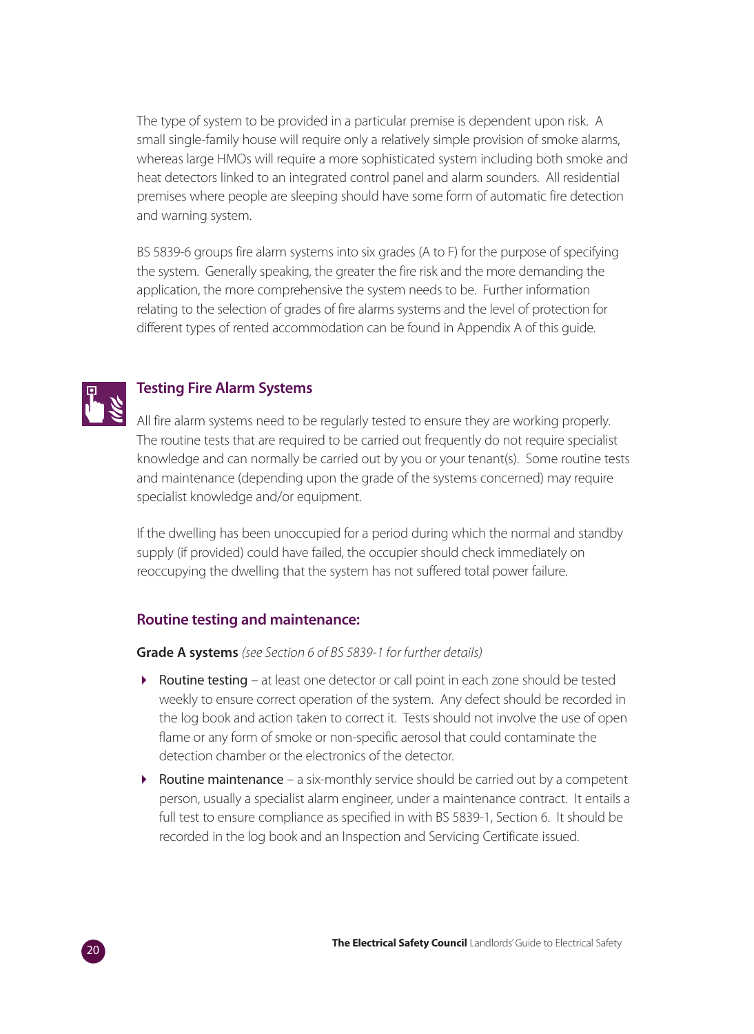The type of system to be provided in a particular premise is dependent upon risk. A small single-family house will require only a relatively simple provision of smoke alarms, whereas large HMOs will require a more sophisticated system including both smoke and heat detectors linked to an integrated control panel and alarm sounders. All residential premises where people are sleeping should have some form of automatic fire detection and warning system.

BS 5839-6 groups fire alarm systems into six grades (A to F) for the purpose of specifying the system. Generally speaking, the greater the fire risk and the more demanding the application, the more comprehensive the system needs to be. Further information relating to the selection of grades of fire alarms systems and the level of protection for different types of rented accommodation can be found in Appendix A of this guide.

## Testing Fire Alarm Systems

All fire alarm systems need to be regularly tested to ensure they are working properly. The routine tests that are required to be carried out frequently do not require specialist knowledge and can normally be carried out by you or your tenant(s). Some routine tests and maintenance (depending upon the grade of the systems concerned) may require specialist knowledge and/or equipment.

If the dwelling has been unoccupied for a period during which the normal and standby supply (if provided) could have failed, the occupier should check immediately on reoccupying the dwelling that the system has not suffered total power failure.

### Routine testing and maintenance:

**Grade A systems** *(see Section 6 of BS 5839-1 for further details)*

- Routine testing – at least one detector or call point in each zone should be tested weekly to ensure correct operation of the system. Any defect should be recorded in the log book and action taken to correct it. Tests should not involve the use of open flame or any form of smoke or non-specific aerosol that could contaminate the detection chamber or the electronics of the detector.
- Routine maintenance – a six-monthly service should be carried out by a competent person, usually a specialist alarm engineer, under a maintenance contract. It entails a full test to ensure compliance as specified in with BS 5839-1, Section 6. It should be recorded in the log book and an Inspection and Servicing Certificate issued.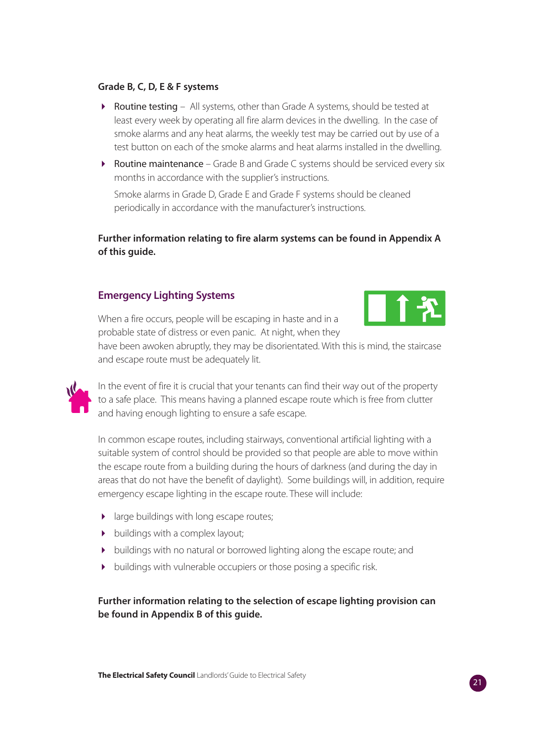### Grade B, C, D, E & F systems

- Routine testing – All systems, other than Grade A systems, should be tested at least every week by operating all fire alarm devices in the dwelling. In the case of smoke alarms and any heat alarms, the weekly test may be carried out by use of a test button on each of the smoke alarms and heat alarms installed in the dwelling.
- Routine maintenance – Grade B and Grade C systems should be serviced every six months in accordance with the supplier's instructions.

  Smoke alarms in Grade D, Grade E and Grade F systems should be cleaned periodically in accordance with the manufacturer's instructions.

**Further information relating to fire alarm systems can be found in Appendix A of this guide.**

## Emergency Lighting Systems

When a fire occurs, people will be escaping in haste and in a probable state of distress or even panic. At night, when they have been awoken abruptly, they may be disorientated. With this is mind, the staircase and escape route must be adequately lit.

In the event of fire it is crucial that your tenants can find their way out of the property to a safe place. This means having a planned escape route which is free from clutter and having enough lighting to ensure a safe escape.

In common escape routes, including stairways, conventional artificial lighting with a suitable system of control should be provided so that people are able to move within the escape route from a building during the hours of darkness (and during the day in areas that do not have the benefit of daylight). Some buildings will, in addition, require emergency escape lighting in the escape route. These will include:

- large buildings with long escape routes;
- buildings with a complex layout;
- buildings with no natural or borrowed lighting along the escape route; and
- buildings with vulnerable occupiers or those posing a specific risk.

**Further information relating to the selection of escape lighting provision can be found in Appendix B of this guide.**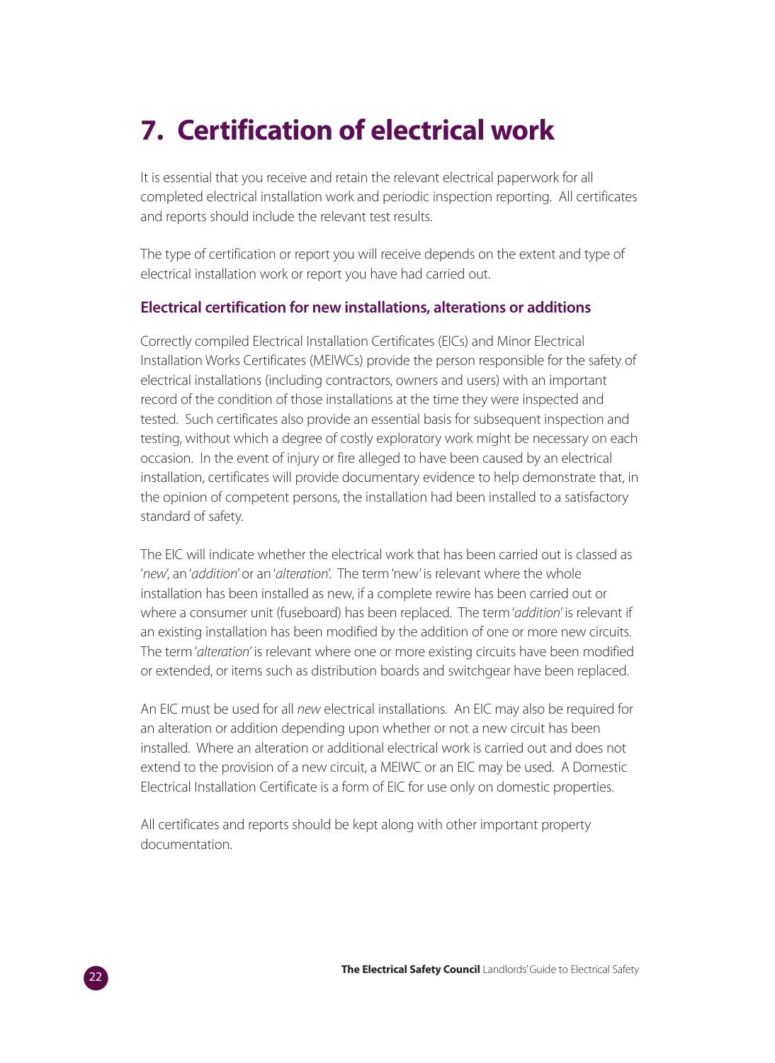# 7. Certification of electrical work

It is essential that you receive and retain the relevant electrical paperwork for all completed electrical installation work and periodic inspection reporting. All certificates and reports should include the relevant test results.

The type of certification or report you will receive depends on the extent and type of electrical installation work or report you have had carried out.

### Electrical certification for new installations, alterations or additions

Correctly compiled Electrical Installation Certificates (EICs) and Minor Electrical Installation Works Certificates (MEIWCs) provide the person responsible for the safety of electrical installations (including contractors, owners and users) with an important record of the condition of those installations at the time they were inspected and tested. Such certificates also provide an essential basis for subsequent inspection and testing, without which a degree of costly exploratory work might be necessary on each occasion. In the event of injury or fire alleged to have been caused by an electrical installation, certificates will provide documentary evidence to help demonstrate that, in the opinion of competent persons, the installation had been installed to a satisfactory standard of safety.

The EIC will indicate whether the electrical work that has been carried out is classed as '*new*', an '*addition*' or an '*alteration*'. The term 'new' is relevant where the whole installation has been installed as new, if a complete rewire has been carried out or where a consumer unit (fuseboard) has been replaced. The term '*addition*' is relevant if an existing installation has been modified by the addition of one or more new circuits. The term '*alteration*' is relevant where one or more existing circuits have been modified or extended, or items such as distribution boards and switchgear have been replaced.

An EIC must be used for all *new* electrical installations. An EIC may also be required for an alteration or addition depending upon whether or not a new circuit has been installed. Where an alteration or additional electrical work is carried out and does not extend to the provision of a new circuit, a MEIWC or an EIC may be used. A Domestic Electrical Installation Certificate is a form of EIC for use only on domestic properties.

All certificates and reports should be kept along with other important property documentation.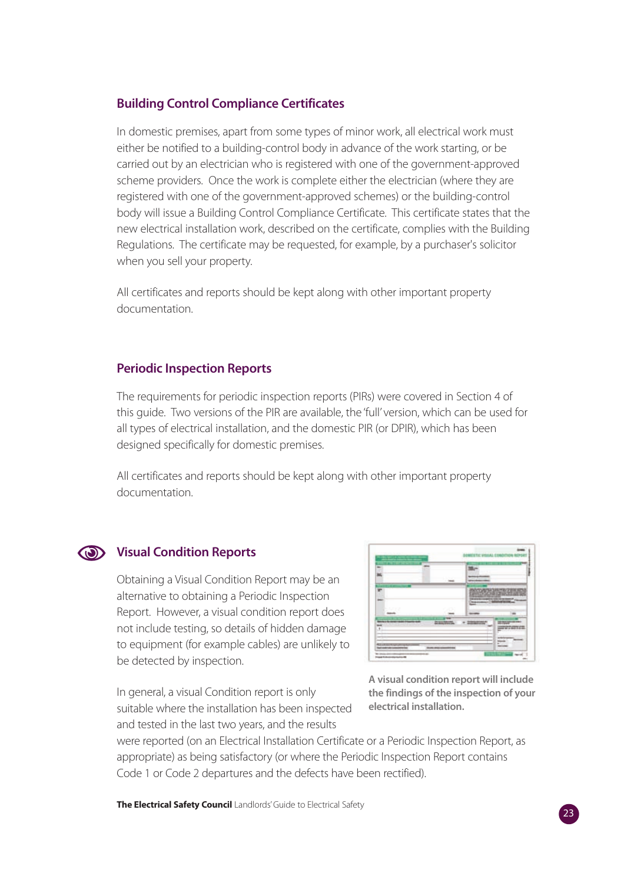## Building Control Compliance Certificates

In domestic premises, apart from some types of minor work, all electrical work must either be notified to a building-control body in advance of the work starting, or be carried out by an electrician who is registered with one of the government-approved scheme providers. Once the work is complete either the electrician (where they are registered with one of the government-approved schemes) or the building-control body will issue a Building Control Compliance Certificate. This certificate states that the new electrical installation work, described on the certificate, complies with the Building Regulations. The certificate may be requested, for example, by a purchaser's solicitor when you sell your property.

All certificates and reports should be kept along with other important property documentation.

## Periodic Inspection Reports

The requirements for periodic inspection reports (PIRs) were covered in Section 4 of this guide. Two versions of the PIR are available, the 'full' version, which can be used for all types of electrical installation, and the domestic PIR (or DPIR), which has been designed specifically for domestic premises.

All certificates and reports should be kept along with other important property documentation.

## Visual Condition Reports

Obtaining a Visual Condition Report may be an alternative to obtaining a Periodic Inspection Report. However, a visual condition report does not include testing, so details of hidden damage to equipment (for example cables) are unlikely to be detected by inspection.

In general, a visual Condition report is only suitable where the installation has been inspected and tested in the last two years, and the results were reported (on an Electrical Installation Certificate or a Periodic Inspection Report, as appropriate) as being satisfactory (or where the Periodic Inspection Report contains Code 1 or Code 2 departures and the defects have been rectified).

**A visual condition report will include the findings of the inspection of your electrical installation.**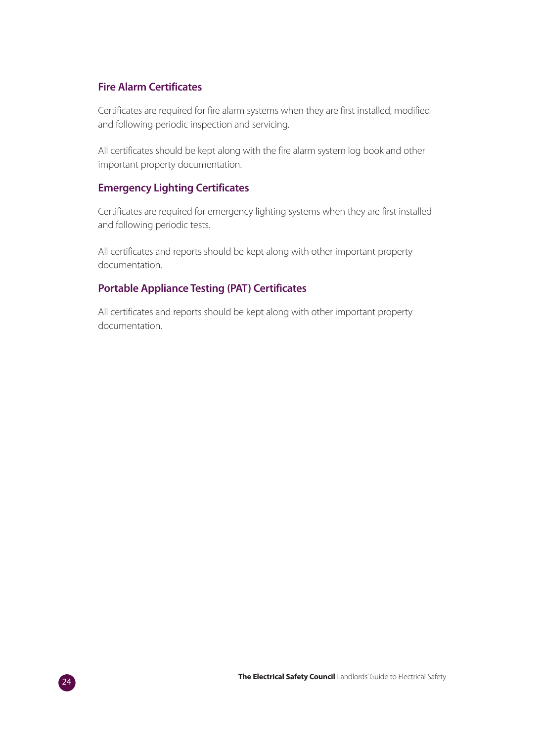### Fire Alarm Certificates

Certificates are required for fire alarm systems when they are first installed, modified and following periodic inspection and servicing.

All certificates should be kept along with the fire alarm system log book and other important property documentation.

### Emergency Lighting Certificates

Certificates are required for emergency lighting systems when they are first installed and following periodic tests.

All certificates and reports should be kept along with other important property documentation.

### Portable Appliance Testing (PAT) Certificates

All certificates and reports should be kept along with other important property documentation.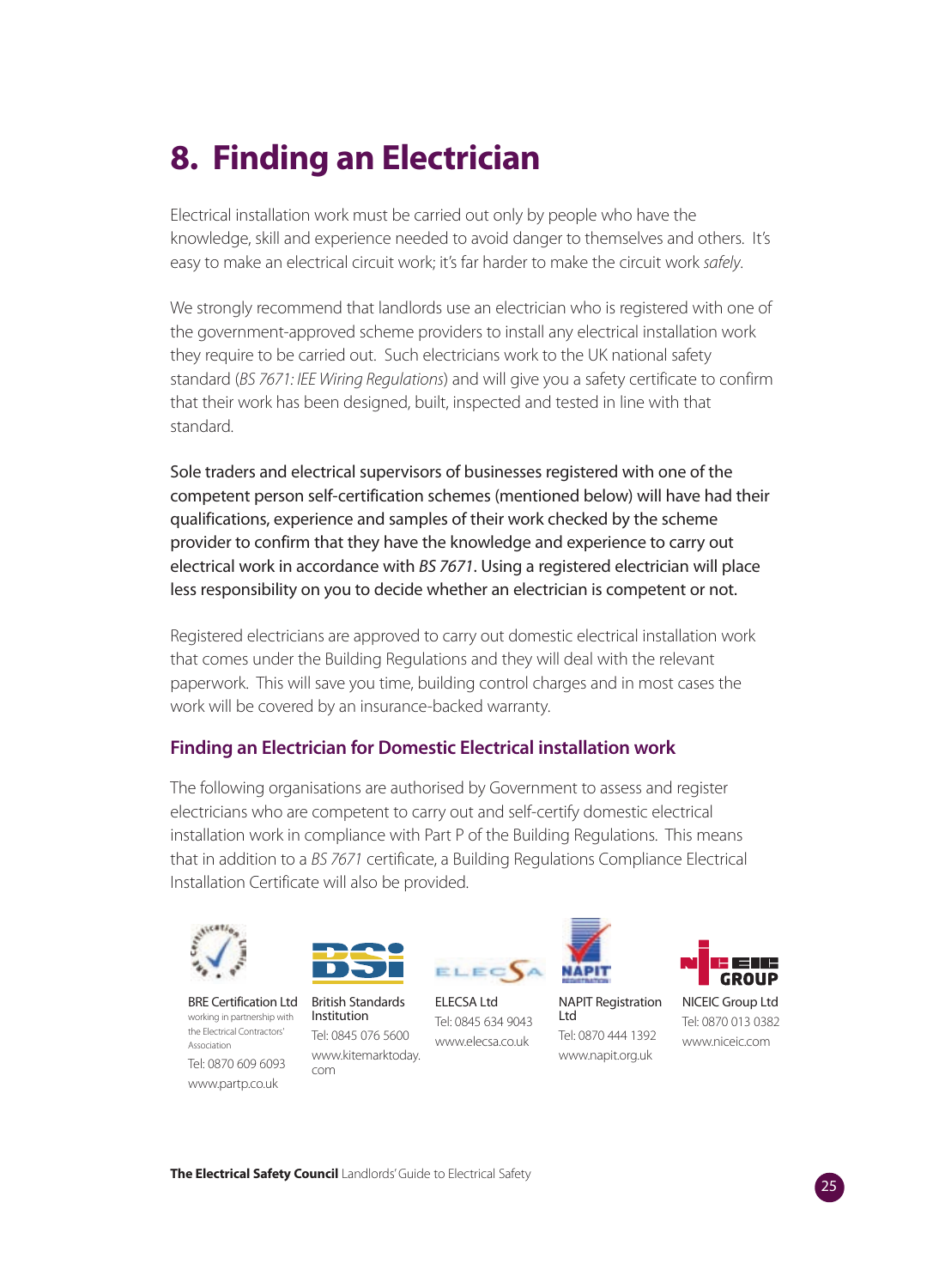# 8. Finding an Electrician

Electrical installation work must be carried out only by people who have the knowledge, skill and experience needed to avoid danger to themselves and others. It's easy to make an electrical circuit work; it's far harder to make the circuit work *safely*.

We strongly recommend that landlords use an electrician who is registered with one of the government-approved scheme providers to install any electrical installation work they require to be carried out. Such electricians work to the UK national safety standard (*BS 7671: IEE Wiring Regulations*) and will give you a safety certificate to confirm that their work has been designed, built, inspected and tested in line with that standard.

Sole traders and electrical supervisors of businesses registered with one of the competent person self-certification schemes (mentioned below) will have had their qualifications, experience and samples of their work checked by the scheme provider to confirm that they have the knowledge and experience to carry out electrical work in accordance with *BS 7671*. Using a registered electrician will place less responsibility on you to decide whether an electrician is competent or not.

Registered electricians are approved to carry out domestic electrical installation work that comes under the Building Regulations and they will deal with the relevant paperwork. This will save you time, building control charges and in most cases the work will be covered by an insurance-backed warranty.

## Finding an Electrician for Domestic Electrical installation work

The following organisations are authorised by Government to assess and register electricians who are competent to carry out and self-certify domestic electrical installation work in compliance with Part P of the Building Regulations. This means that in addition to a *BS 7671* certificate, a Building Regulations Compliance Electrical Installation Certificate will also be provided.

**BRE Certification Ltd**
working in partnership with the Electrical Contractors' Association
Tel: 0870 609 6093
www.partp.co.uk

**British Standards Institution**
Tel: 0845 076 5600
www.kitemarktoday.com

**ELECSA Ltd**
Tel: 0845 634 9043
www.elecsa.co.uk

**NAPIT Registration Ltd**
Tel: 0870 444 1392
www.napit.org.uk

**NICEIC Group Ltd**
Tel: 0870 013 0382
www.niceic.com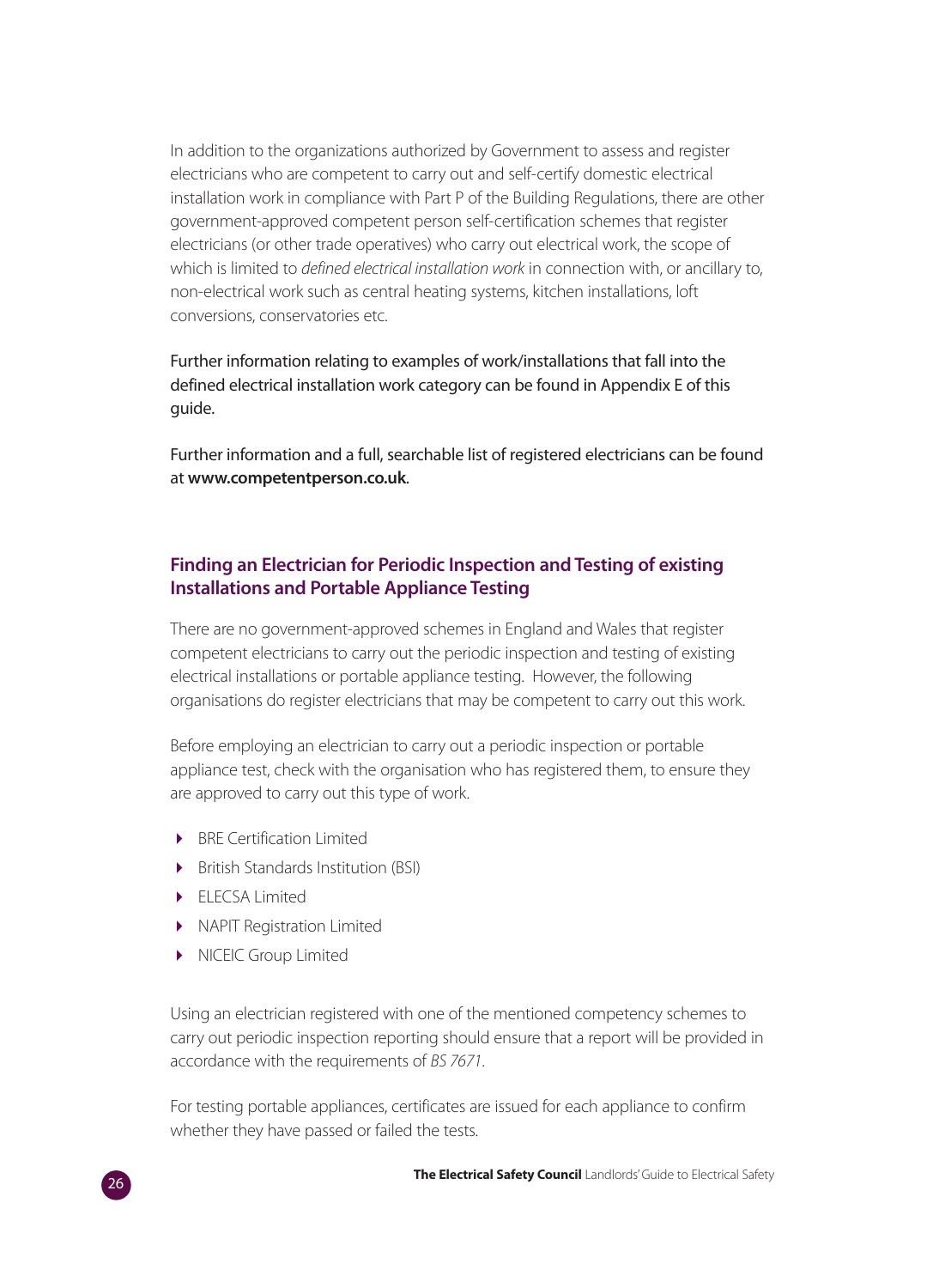In addition to the organizations authorized by Government to assess and register electricians who are competent to carry out and self-certify domestic electrical installation work in compliance with Part P of the Building Regulations, there are other government-approved competent person self-certification schemes that register electricians (or other trade operatives) who carry out electrical work, the scope of which is limited to *defined electrical installation work* in connection with, or ancillary to, non-electrical work such as central heating systems, kitchen installations, loft conversions, conservatories etc.

Further information relating to examples of work/installations that fall into the defined electrical installation work category can be found in Appendix E of this guide.

Further information and a full, searchable list of registered electricians can be found at **www.competentperson.co.uk**.

## Finding an Electrician for Periodic Inspection and Testing of existing Installations and Portable Appliance Testing

There are no government-approved schemes in England and Wales that register competent electricians to carry out the periodic inspection and testing of existing electrical installations or portable appliance testing. However, the following organisations do register electricians that may be competent to carry out this work.

Before employing an electrician to carry out a periodic inspection or portable appliance test, check with the organisation who has registered them, to ensure they are approved to carry out this type of work.

- BRE Certification Limited
- British Standards Institution (BSI)
- ELECSA Limited
- NAPIT Registration Limited
- NICEIC Group Limited

Using an electrician registered with one of the mentioned competency schemes to carry out periodic inspection reporting should ensure that a report will be provided in accordance with the requirements of *BS 7671*.

For testing portable appliances, certificates are issued for each appliance to confirm whether they have passed or failed the tests.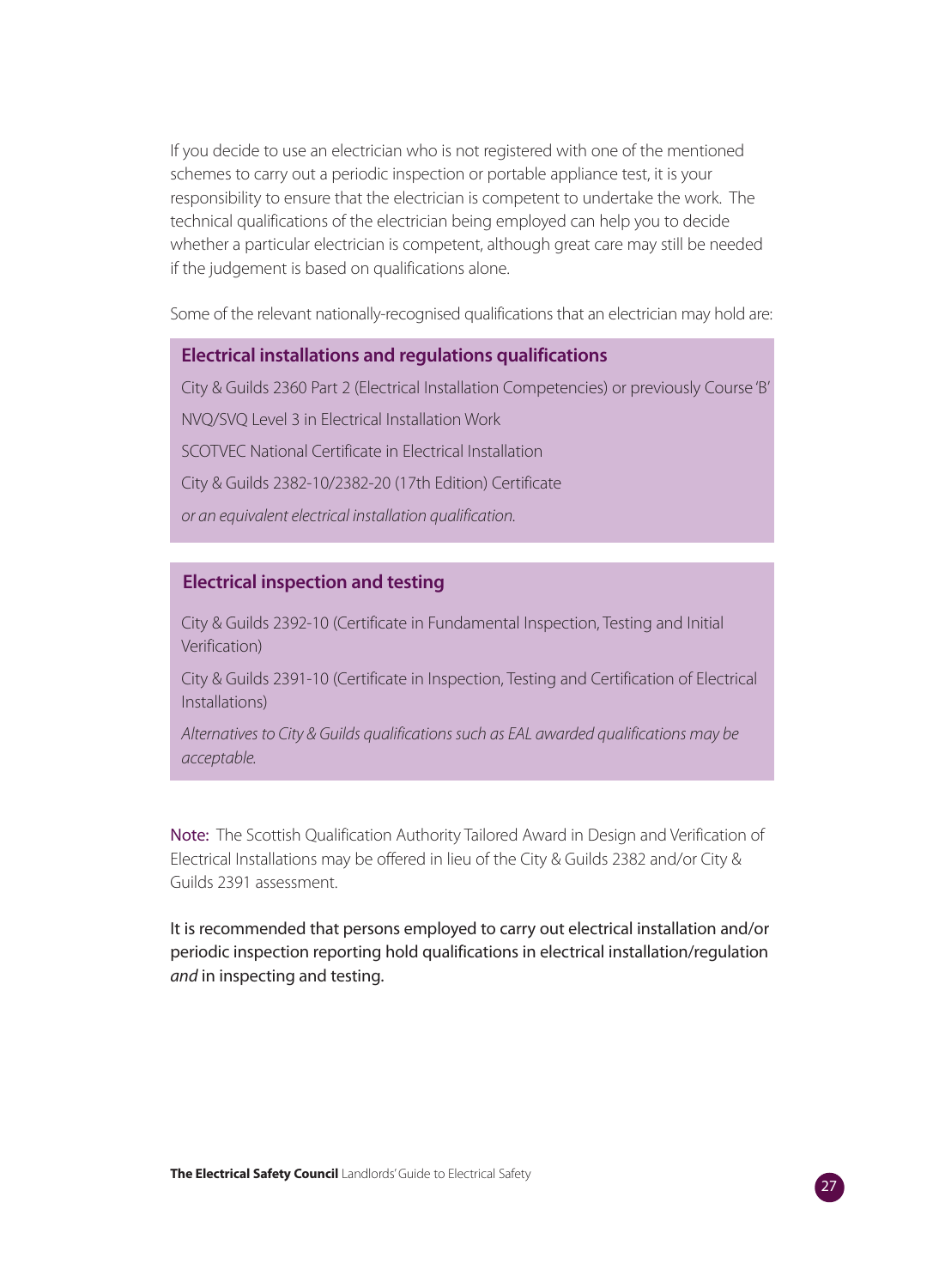If you decide to use an electrician who is not registered with one of the mentioned schemes to carry out a periodic inspection or portable appliance test, it is your responsibility to ensure that the electrician is competent to undertake the work. The technical qualifications of the electrician being employed can help you to decide whether a particular electrician is competent, although great care may still be needed if the judgement is based on qualifications alone.

Some of the relevant nationally-recognised qualifications that an electrician may hold are:

### Electrical installations and regulations qualifications

City & Guilds 2360 Part 2 (Electrical Installation Competencies) or previously Course 'B'

NVQ/SVQ Level 3 in Electrical Installation Work

SCOTVEC National Certificate in Electrical Installation

City & Guilds 2382-10/2382-20 (17th Edition) Certificate

*or an equivalent electrical installation qualification.*

### Electrical inspection and testing

City & Guilds 2392-10 (Certificate in Fundamental Inspection, Testing and Initial Verification)

City & Guilds 2391-10 (Certificate in Inspection, Testing and Certification of Electrical Installations)

*Alternatives to City & Guilds qualifications such as EAL awarded qualifications may be acceptable.*

Note: The Scottish Qualification Authority Tailored Award in Design and Verification of Electrical Installations may be offered in lieu of the City & Guilds 2382 and/or City & Guilds 2391 assessment.

It is recommended that persons employed to carry out electrical installation and/or periodic inspection reporting hold qualifications in electrical installation/regulation *and* in inspecting and testing.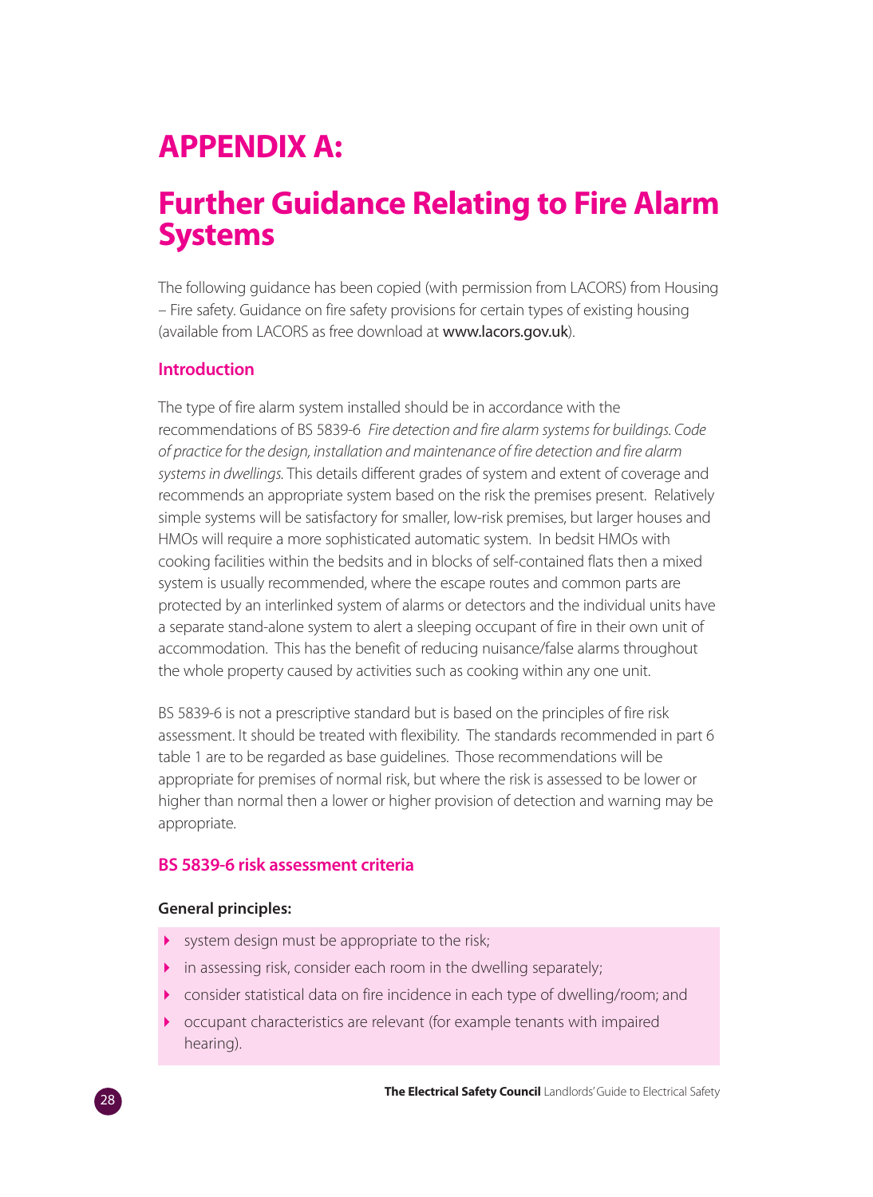# APPENDIX A:

# Further Guidance Relating to Fire Alarm Systems

The following guidance has been copied (with permission from LACORS) from Housing – Fire safety. Guidance on fire safety provisions for certain types of existing housing (available from LACORS as free download at www.lacors.gov.uk).

### Introduction

The type of fire alarm system installed should be in accordance with the recommendations of BS 5839-6 *Fire detection and fire alarm systems for buildings. Code of practice for the design, installation and maintenance of fire detection and fire alarm systems in dwellings.* This details different grades of system and extent of coverage and recommends an appropriate system based on the risk the premises present. Relatively simple systems will be satisfactory for smaller, low-risk premises, but larger houses and HMOs will require a more sophisticated automatic system. In bedsit HMOs with cooking facilities within the bedsits and in blocks of self-contained flats then a mixed system is usually recommended, where the escape routes and common parts are protected by an interlinked system of alarms or detectors and the individual units have a separate stand-alone system to alert a sleeping occupant of fire in their own unit of accommodation. This has the benefit of reducing nuisance/false alarms throughout the whole property caused by activities such as cooking within any one unit.

BS 5839-6 is not a prescriptive standard but is based on the principles of fire risk assessment. It should be treated with flexibility. The standards recommended in part 6 table 1 are to be regarded as base guidelines. Those recommendations will be appropriate for premises of normal risk, but where the risk is assessed to be lower or higher than normal then a lower or higher provision of detection and warning may be appropriate.

### BS 5839-6 risk assessment criteria

**General principles:**

- system design must be appropriate to the risk;
- in assessing risk, consider each room in the dwelling separately;
- consider statistical data on fire incidence in each type of dwelling/room; and
- occupant characteristics are relevant (for example tenants with impaired hearing).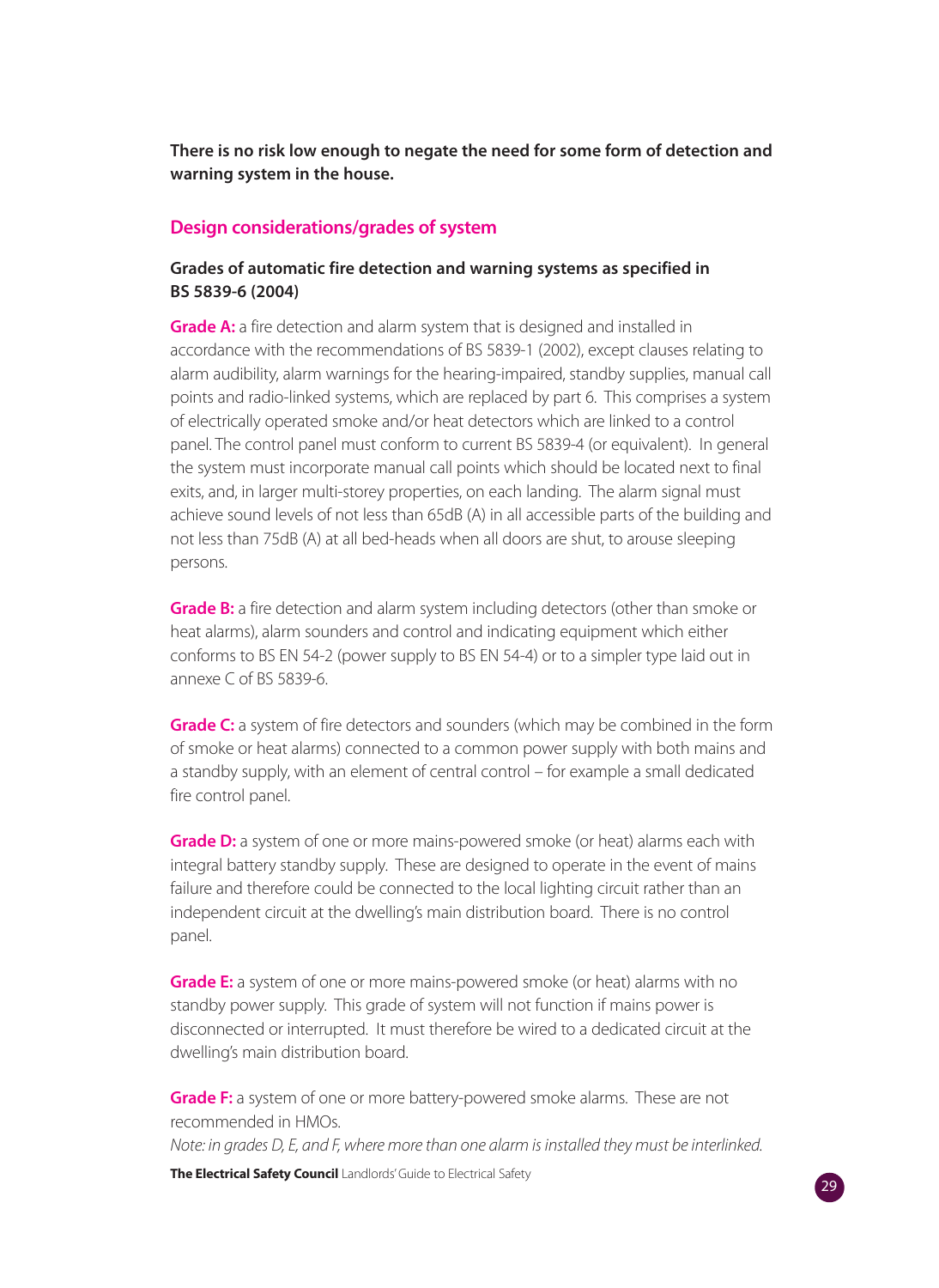**There is no risk low enough to negate the need for some form of detection and warning system in the house.**

## Design considerations/grades of system

### Grades of automatic fire detection and warning systems as specified in BS 5839-6 (2004)

**Grade A:** a fire detection and alarm system that is designed and installed in accordance with the recommendations of BS 5839-1 (2002), except clauses relating to alarm audibility, alarm warnings for the hearing-impaired, standby supplies, manual call points and radio-linked systems, which are replaced by part 6. This comprises a system of electrically operated smoke and/or heat detectors which are linked to a control panel. The control panel must conform to current BS 5839-4 (or equivalent). In general the system must incorporate manual call points which should be located next to final exits, and, in larger multi-storey properties, on each landing. The alarm signal must achieve sound levels of not less than 65dB (A) in all accessible parts of the building and not less than 75dB (A) at all bed-heads when all doors are shut, to arouse sleeping persons.

**Grade B:** a fire detection and alarm system including detectors (other than smoke or heat alarms), alarm sounders and control and indicating equipment which either conforms to BS EN 54-2 (power supply to BS EN 54-4) or to a simpler type laid out in annexe C of BS 5839-6.

**Grade C:** a system of fire detectors and sounders (which may be combined in the form of smoke or heat alarms) connected to a common power supply with both mains and a standby supply, with an element of central control – for example a small dedicated fire control panel.

**Grade D:** a system of one or more mains-powered smoke (or heat) alarms each with integral battery standby supply. These are designed to operate in the event of mains failure and therefore could be connected to the local lighting circuit rather than an independent circuit at the dwelling's main distribution board. There is no control panel.

**Grade E:** a system of one or more mains-powered smoke (or heat) alarms with no standby power supply. This grade of system will not function if mains power is disconnected or interrupted. It must therefore be wired to a dedicated circuit at the dwelling's main distribution board.

**Grade F:** a system of one or more battery-powered smoke alarms. These are not recommended in HMOs.

*Note: in grades D, E, and F, where more than one alarm is installed they must be interlinked.*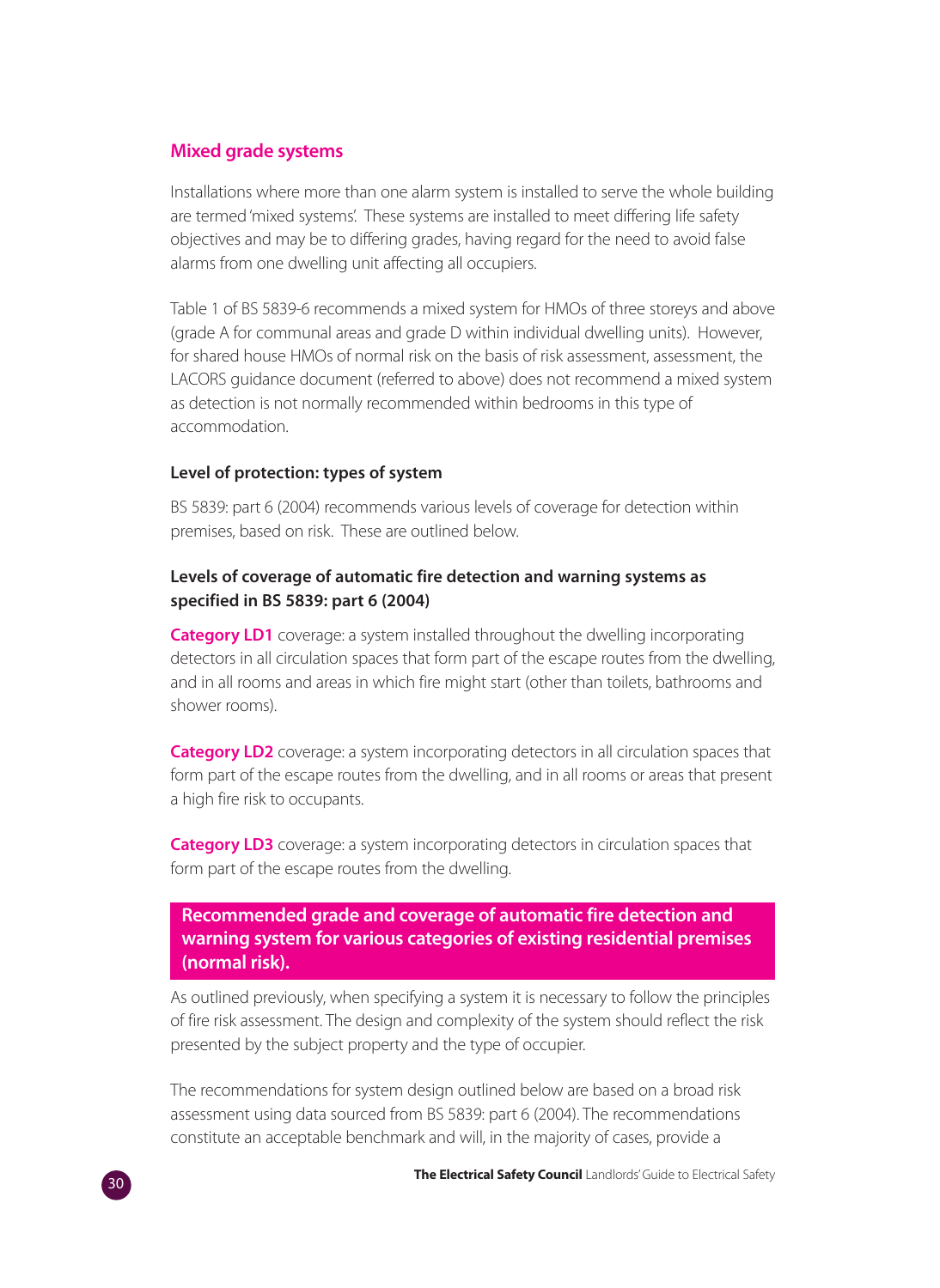## Mixed grade systems

Installations where more than one alarm system is installed to serve the whole building are termed 'mixed systems'. These systems are installed to meet differing life safety objectives and may be to differing grades, having regard for the need to avoid false alarms from one dwelling unit affecting all occupiers.

Table 1 of BS 5839-6 recommends a mixed system for HMOs of three storeys and above (grade A for communal areas and grade D within individual dwelling units). However, for shared house HMOs of normal risk on the basis of risk assessment, assessment, the LACORS guidance document (referred to above) does not recommend a mixed system as detection is not normally recommended within bedrooms in this type of accommodation.

### Level of protection: types of system

BS 5839: part 6 (2004) recommends various levels of coverage for detection within premises, based on risk. These are outlined below.

### Levels of coverage of automatic fire detection and warning systems as specified in BS 5839: part 6 (2004)

**Category LD1** coverage: a system installed throughout the dwelling incorporating detectors in all circulation spaces that form part of the escape routes from the dwelling, and in all rooms and areas in which fire might start (other than toilets, bathrooms and shower rooms).

**Category LD2** coverage: a system incorporating detectors in all circulation spaces that form part of the escape routes from the dwelling, and in all rooms or areas that present a high fire risk to occupants.

**Category LD3** coverage: a system incorporating detectors in circulation spaces that form part of the escape routes from the dwelling.

## Recommended grade and coverage of automatic fire detection and warning system for various categories of existing residential premises (normal risk).

As outlined previously, when specifying a system it is necessary to follow the principles of fire risk assessment. The design and complexity of the system should reflect the risk presented by the subject property and the type of occupier.

The recommendations for system design outlined below are based on a broad risk assessment using data sourced from BS 5839: part 6 (2004). The recommendations constitute an acceptable benchmark and will, in the majority of cases, provide a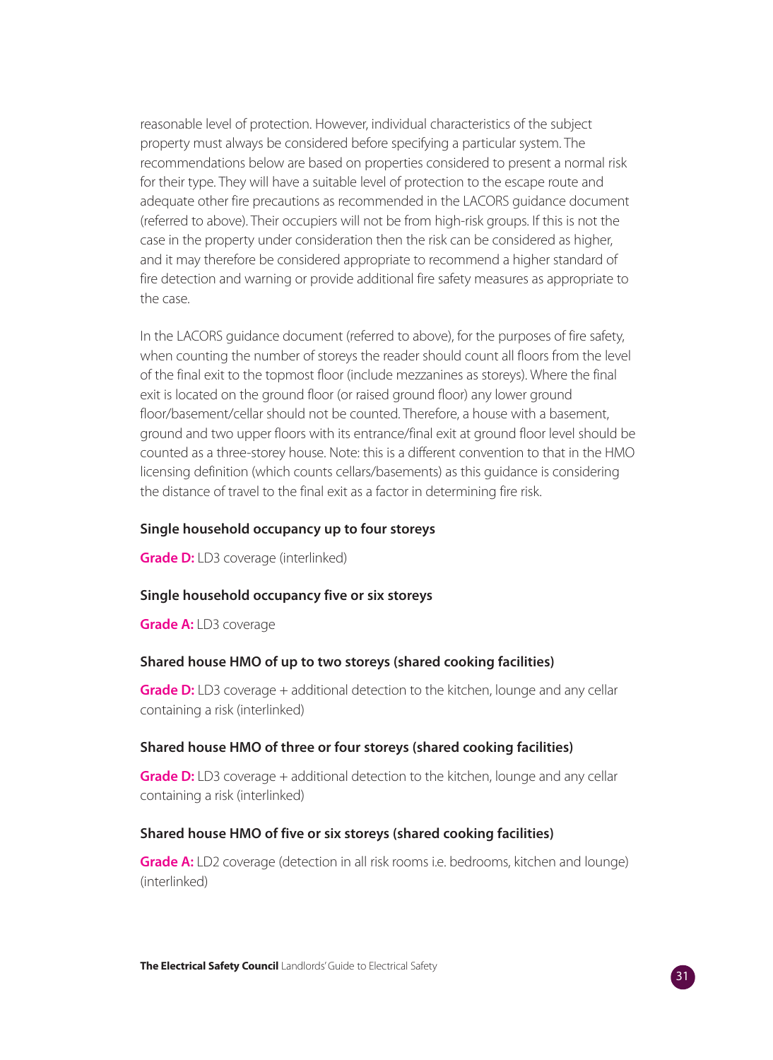reasonable level of protection. However, individual characteristics of the subject property must always be considered before specifying a particular system. The recommendations below are based on properties considered to present a normal risk for their type. They will have a suitable level of protection to the escape route and adequate other fire precautions as recommended in the LACORS guidance document (referred to above). Their occupiers will not be from high-risk groups. If this is not the case in the property under consideration then the risk can be considered as higher, and it may therefore be considered appropriate to recommend a higher standard of fire detection and warning or provide additional fire safety measures as appropriate to the case.

In the LACORS guidance document (referred to above), for the purposes of fire safety, when counting the number of storeys the reader should count all floors from the level of the final exit to the topmost floor (include mezzanines as storeys). Where the final exit is located on the ground floor (or raised ground floor) any lower ground floor/basement/cellar should not be counted. Therefore, a house with a basement, ground and two upper floors with its entrance/final exit at ground floor level should be counted as a three-storey house. Note: this is a different convention to that in the HMO licensing definition (which counts cellars/basements) as this guidance is considering the distance of travel to the final exit as a factor in determining fire risk.

**Single household occupancy up to four storeys**

**Grade D:** LD3 coverage (interlinked)

**Single household occupancy five or six storeys**

**Grade A:** LD3 coverage

**Shared house HMO of up to two storeys (shared cooking facilities)**

**Grade D:** LD3 coverage + additional detection to the kitchen, lounge and any cellar containing a risk (interlinked)

**Shared house HMO of three or four storeys (shared cooking facilities)**

**Grade D:** LD3 coverage + additional detection to the kitchen, lounge and any cellar containing a risk (interlinked)

**Shared house HMO of five or six storeys (shared cooking facilities)**

**Grade A:** LD2 coverage (detection in all risk rooms i.e. bedrooms, kitchen and lounge) (interlinked)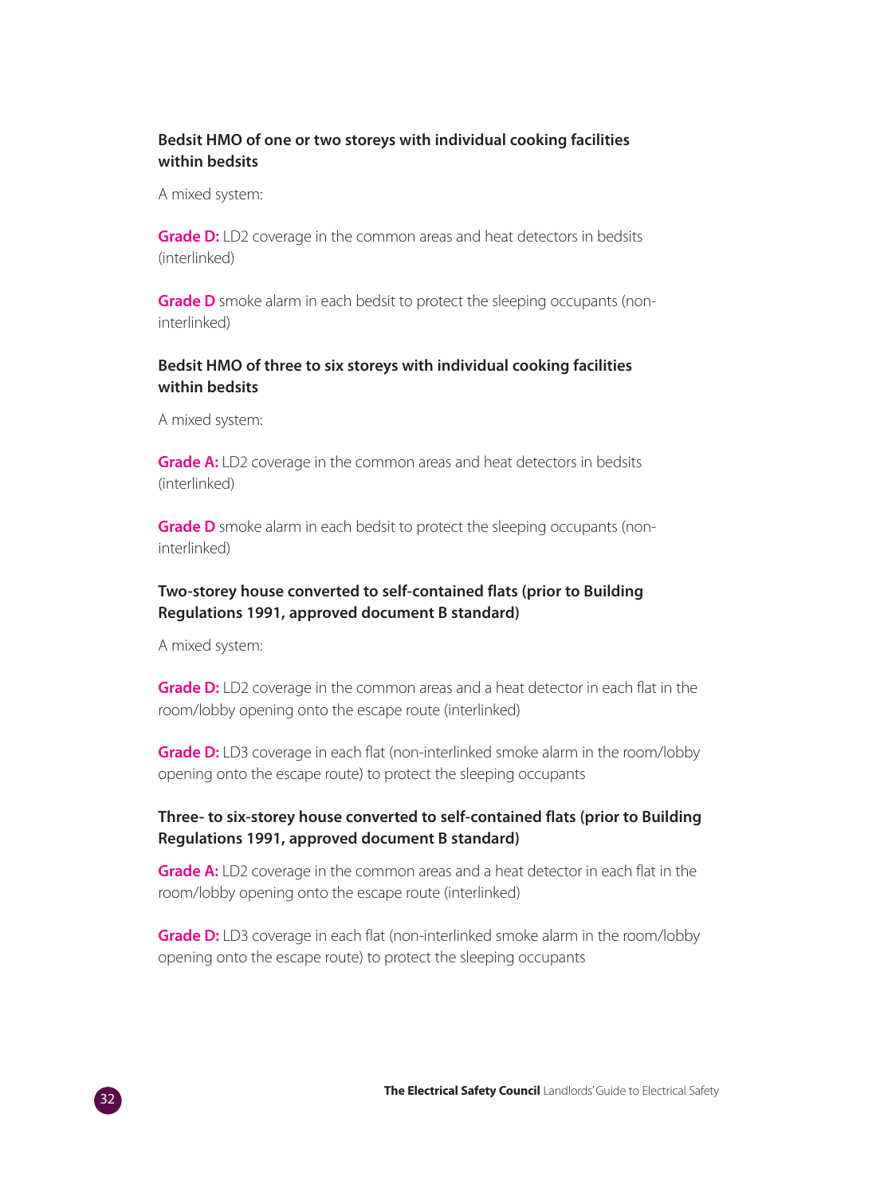**Bedsit HMO of one or two storeys with individual cooking facilities within bedsits**

A mixed system:

**Grade D:** LD2 coverage in the common areas and heat detectors in bedsits (interlinked)

**Grade D** smoke alarm in each bedsit to protect the sleeping occupants (non-interlinked)

**Bedsit HMO of three to six storeys with individual cooking facilities within bedsits**

A mixed system:

**Grade A:** LD2 coverage in the common areas and heat detectors in bedsits (interlinked)

**Grade D** smoke alarm in each bedsit to protect the sleeping occupants (non-interlinked)

**Two-storey house converted to self-contained flats (prior to Building Regulations 1991, approved document B standard)**

A mixed system:

**Grade D:** LD2 coverage in the common areas and a heat detector in each flat in the room/lobby opening onto the escape route (interlinked)

**Grade D:** LD3 coverage in each flat (non-interlinked smoke alarm in the room/lobby opening onto the escape route) to protect the sleeping occupants

**Three- to six-storey house converted to self-contained flats (prior to Building Regulations 1991, approved document B standard)**

**Grade A:** LD2 coverage in the common areas and a heat detector in each flat in the room/lobby opening onto the escape route (interlinked)

**Grade D:** LD3 coverage in each flat (non-interlinked smoke alarm in the room/lobby opening onto the escape route) to protect the sleeping occupants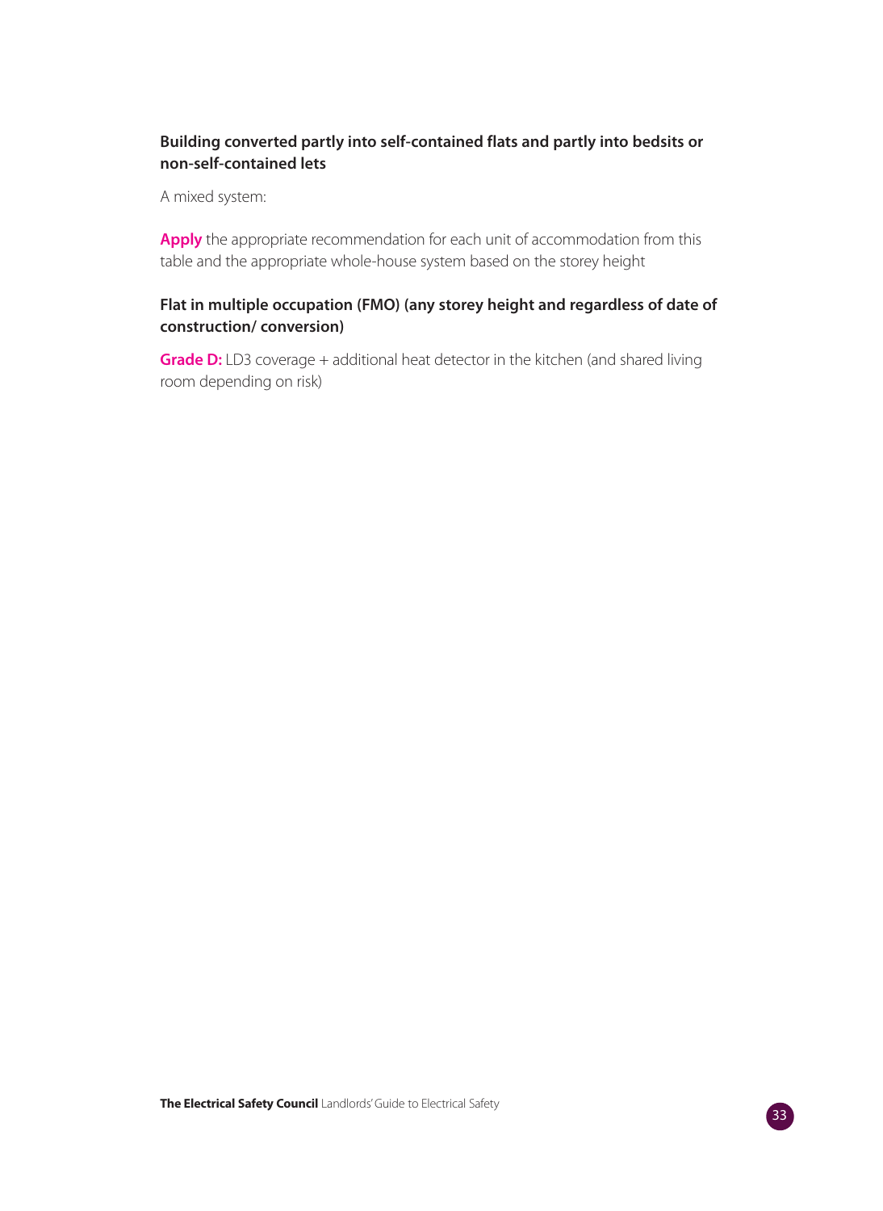**Building converted partly into self-contained flats and partly into bedsits or non-self-contained lets**

A mixed system:

**Apply** the appropriate recommendation for each unit of accommodation from this table and the appropriate whole-house system based on the storey height

**Flat in multiple occupation (FMO) (any storey height and regardless of date of construction/ conversion)**

**Grade D:** LD3 coverage + additional heat detector in the kitchen (and shared living room depending on risk)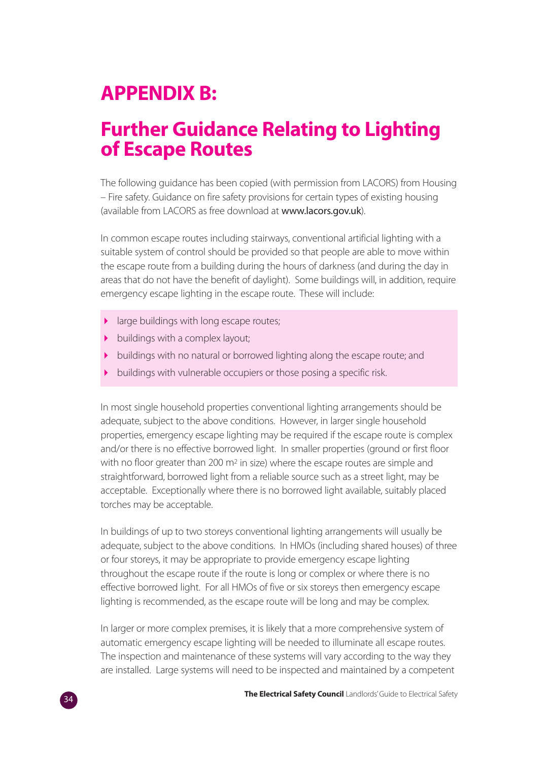# APPENDIX B:

## Further Guidance Relating to Lighting of Escape Routes

The following guidance has been copied (with permission from LACORS) from Housing – Fire safety. Guidance on fire safety provisions for certain types of existing housing (available from LACORS as free download at **www.lacors.gov.uk**).

In common escape routes including stairways, conventional artificial lighting with a suitable system of control should be provided so that people are able to move within the escape route from a building during the hours of darkness (and during the day in areas that do not have the benefit of daylight). Some buildings will, in addition, require emergency escape lighting in the escape route. These will include:

- large buildings with long escape routes;
- buildings with a complex layout;
- buildings with no natural or borrowed lighting along the escape route; and
- buildings with vulnerable occupiers or those posing a specific risk.

In most single household properties conventional lighting arrangements should be adequate, subject to the above conditions. However, in larger single household properties, emergency escape lighting may be required if the escape route is complex and/or there is no effective borrowed light. In smaller properties (ground or first floor with no floor greater than 200 $m^2$ in size) where the escape routes are simple and straightforward, borrowed light from a reliable source such as a street light, may be acceptable. Exceptionally where there is no borrowed light available, suitably placed torches may be acceptable.

In buildings of up to two storeys conventional lighting arrangements will usually be adequate, subject to the above conditions. In HMOs (including shared houses) of three or four storeys, it may be appropriate to provide emergency escape lighting throughout the escape route if the route is long or complex or where there is no effective borrowed light. For all HMOs of five or six storeys then emergency escape lighting is recommended, as the escape route will be long and may be complex.

In larger or more complex premises, it is likely that a more comprehensive system of automatic emergency escape lighting will be needed to illuminate all escape routes. The inspection and maintenance of these systems will vary according to the way they are installed. Large systems will need to be inspected and maintained by a competent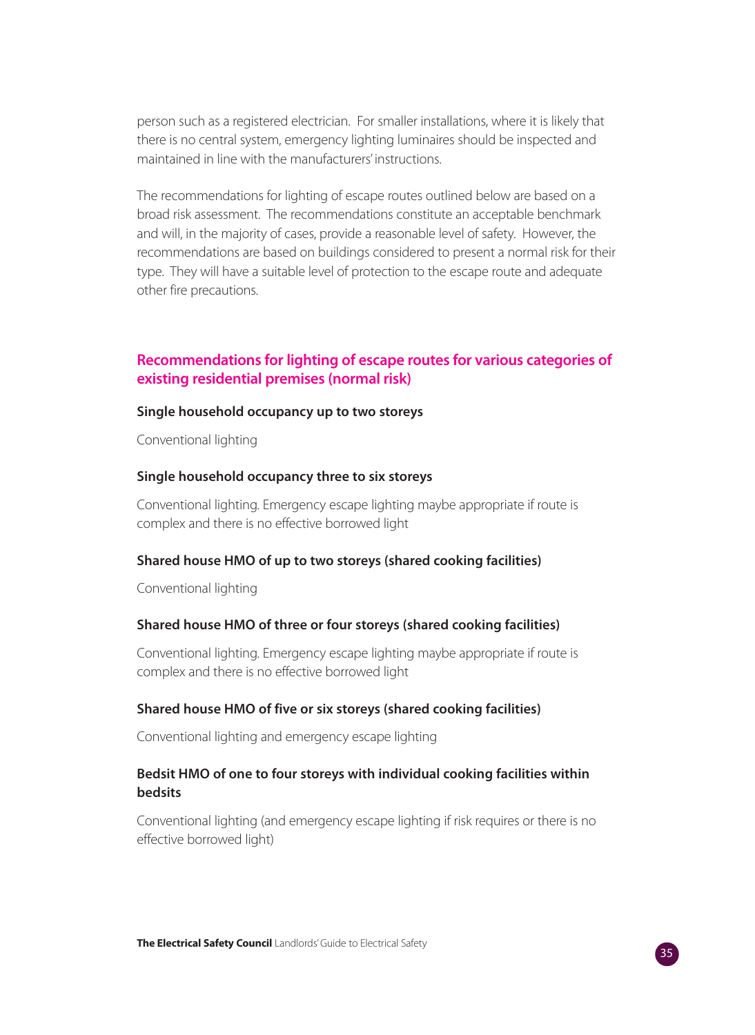person such as a registered electrician. For smaller installations, where it is likely that there is no central system, emergency lighting luminaires should be inspected and maintained in line with the manufacturers' instructions.

The recommendations for lighting of escape routes outlined below are based on a broad risk assessment. The recommendations constitute an acceptable benchmark and will, in the majority of cases, provide a reasonable level of safety. However, the recommendations are based on buildings considered to present a normal risk for their type. They will have a suitable level of protection to the escape route and adequate other fire precautions.

## Recommendations for lighting of escape routes for various categories of existing residential premises (normal risk)

**Single household occupancy up to two storeys**

Conventional lighting

**Single household occupancy three to six storeys**

Conventional lighting. Emergency escape lighting maybe appropriate if route is complex and there is no effective borrowed light

**Shared house HMO of up to two storeys (shared cooking facilities)**

Conventional lighting

**Shared house HMO of three or four storeys (shared cooking facilities)**

Conventional lighting. Emergency escape lighting maybe appropriate if route is complex and there is no effective borrowed light

**Shared house HMO of five or six storeys (shared cooking facilities)**

Conventional lighting and emergency escape lighting

**Bedsit HMO of one to four storeys with individual cooking facilities within bedsits**

Conventional lighting (and emergency escape lighting if risk requires or there is no effective borrowed light)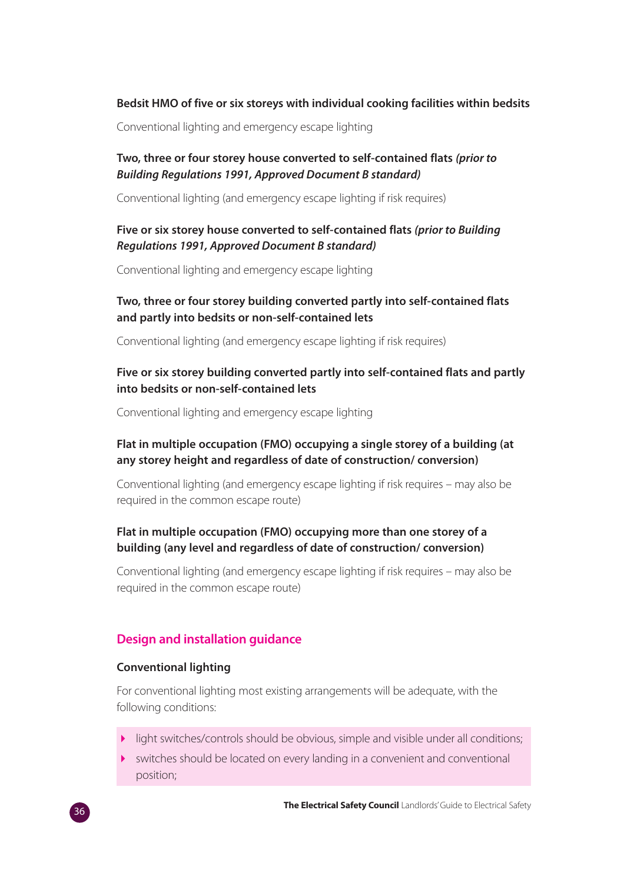**Bedsit HMO of five or six storeys with individual cooking facilities within bedsits**

Conventional lighting and emergency escape lighting

**Two, three or four storey house converted to self-contained flats *(prior to Building Regulations 1991, Approved Document B standard)***

Conventional lighting (and emergency escape lighting if risk requires)

**Five or six storey house converted to self-contained flats *(prior to Building Regulations 1991, Approved Document B standard)***

Conventional lighting and emergency escape lighting

**Two, three or four storey building converted partly into self-contained flats and partly into bedsits or non-self-contained lets**

Conventional lighting (and emergency escape lighting if risk requires)

**Five or six storey building converted partly into self-contained flats and partly into bedsits or non-self-contained lets**

Conventional lighting and emergency escape lighting

**Flat in multiple occupation (FMO) occupying a single storey of a building (at any storey height and regardless of date of construction/ conversion)**

Conventional lighting (and emergency escape lighting if risk requires – may also be required in the common escape route)

**Flat in multiple occupation (FMO) occupying more than one storey of a building (any level and regardless of date of construction/ conversion)**

Conventional lighting (and emergency escape lighting if risk requires – may also be required in the common escape route)

## Design and installation guidance

### Conventional lighting

For conventional lighting most existing arrangements will be adequate, with the following conditions:

- light switches/controls should be obvious, simple and visible under all conditions;
- switches should be located on every landing in a convenient and conventional position;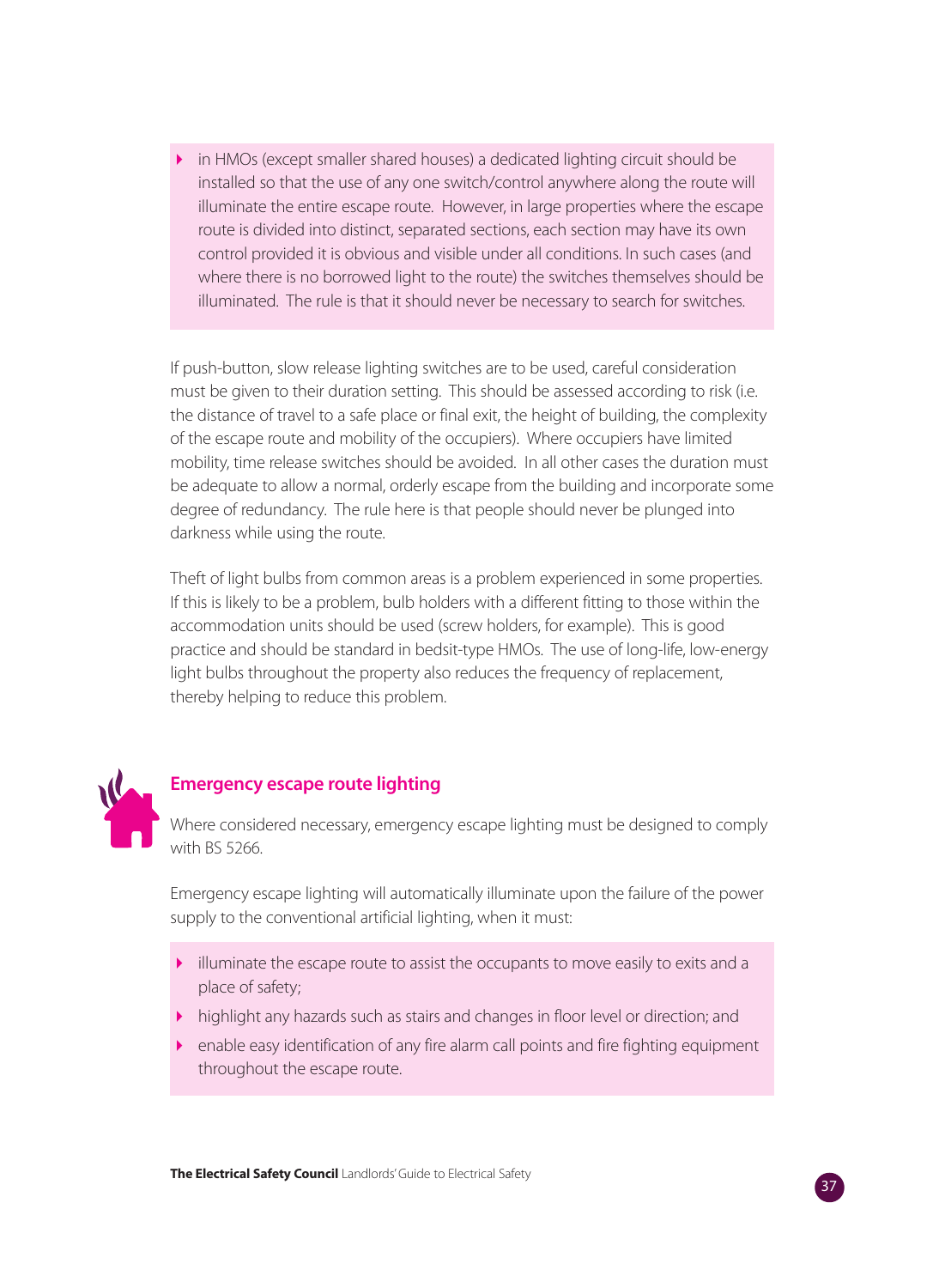- in HMOs (except smaller shared houses) a dedicated lighting circuit should be installed so that the use of any one switch/control anywhere along the route will illuminate the entire escape route. However, in large properties where the escape route is divided into distinct, separated sections, each section may have its own control provided it is obvious and visible under all conditions. In such cases (and where there is no borrowed light to the route) the switches themselves should be illuminated. The rule is that it should never be necessary to search for switches.

If push-button, slow release lighting switches are to be used, careful consideration must be given to their duration setting. This should be assessed according to risk (i.e. the distance of travel to a safe place or final exit, the height of building, the complexity of the escape route and mobility of the occupiers). Where occupiers have limited mobility, time release switches should be avoided. In all other cases the duration must be adequate to allow a normal, orderly escape from the building and incorporate some degree of redundancy. The rule here is that people should never be plunged into darkness while using the route.

Theft of light bulbs from common areas is a problem experienced in some properties. If this is likely to be a problem, bulb holders with a different fitting to those within the accommodation units should be used (screw holders, for example). This is good practice and should be standard in bedsit-type HMOs. The use of long-life, low-energy light bulbs throughout the property also reduces the frequency of replacement, thereby helping to reduce this problem.

## Emergency escape route lighting

Where considered necessary, emergency escape lighting must be designed to comply with BS 5266.

Emergency escape lighting will automatically illuminate upon the failure of the power supply to the conventional artificial lighting, when it must:

- illuminate the escape route to assist the occupants to move easily to exits and a place of safety;
- highlight any hazards such as stairs and changes in floor level or direction; and
- enable easy identification of any fire alarm call points and fire fighting equipment throughout the escape route.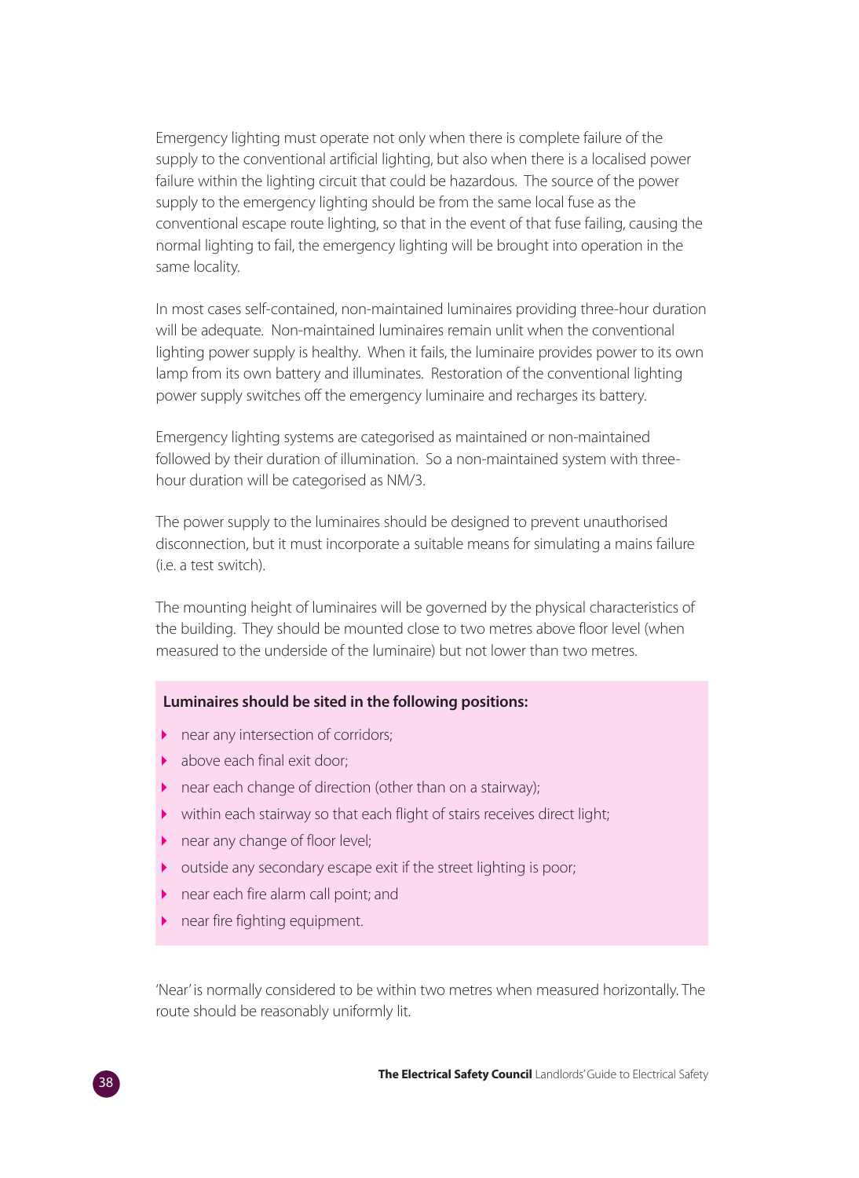Emergency lighting must operate not only when there is complete failure of the supply to the conventional artificial lighting, but also when there is a localised power failure within the lighting circuit that could be hazardous. The source of the power supply to the emergency lighting should be from the same local fuse as the conventional escape route lighting, so that in the event of that fuse failing, causing the normal lighting to fail, the emergency lighting will be brought into operation in the same locality.

In most cases self-contained, non-maintained luminaires providing three-hour duration will be adequate. Non-maintained luminaires remain unlit when the conventional lighting power supply is healthy. When it fails, the luminaire provides power to its own lamp from its own battery and illuminates. Restoration of the conventional lighting power supply switches off the emergency luminaire and recharges its battery.

Emergency lighting systems are categorised as maintained or non-maintained followed by their duration of illumination. So a non-maintained system with three-hour duration will be categorised as NM/3.

The power supply to the luminaires should be designed to prevent unauthorised disconnection, but it must incorporate a suitable means for simulating a mains failure (i.e. a test switch).

The mounting height of luminaires will be governed by the physical characteristics of the building. They should be mounted close to two metres above floor level (when measured to the underside of the luminaire) but not lower than two metres.

**Luminaires should be sited in the following positions:**

- near any intersection of corridors;
- above each final exit door;
- near each change of direction (other than on a stairway);
- within each stairway so that each flight of stairs receives direct light;
- near any change of floor level;
- outside any secondary escape exit if the street lighting is poor;
- near each fire alarm call point; and
- near fire fighting equipment.

'Near' is normally considered to be within two metres when measured horizontally. The route should be reasonably uniformly lit.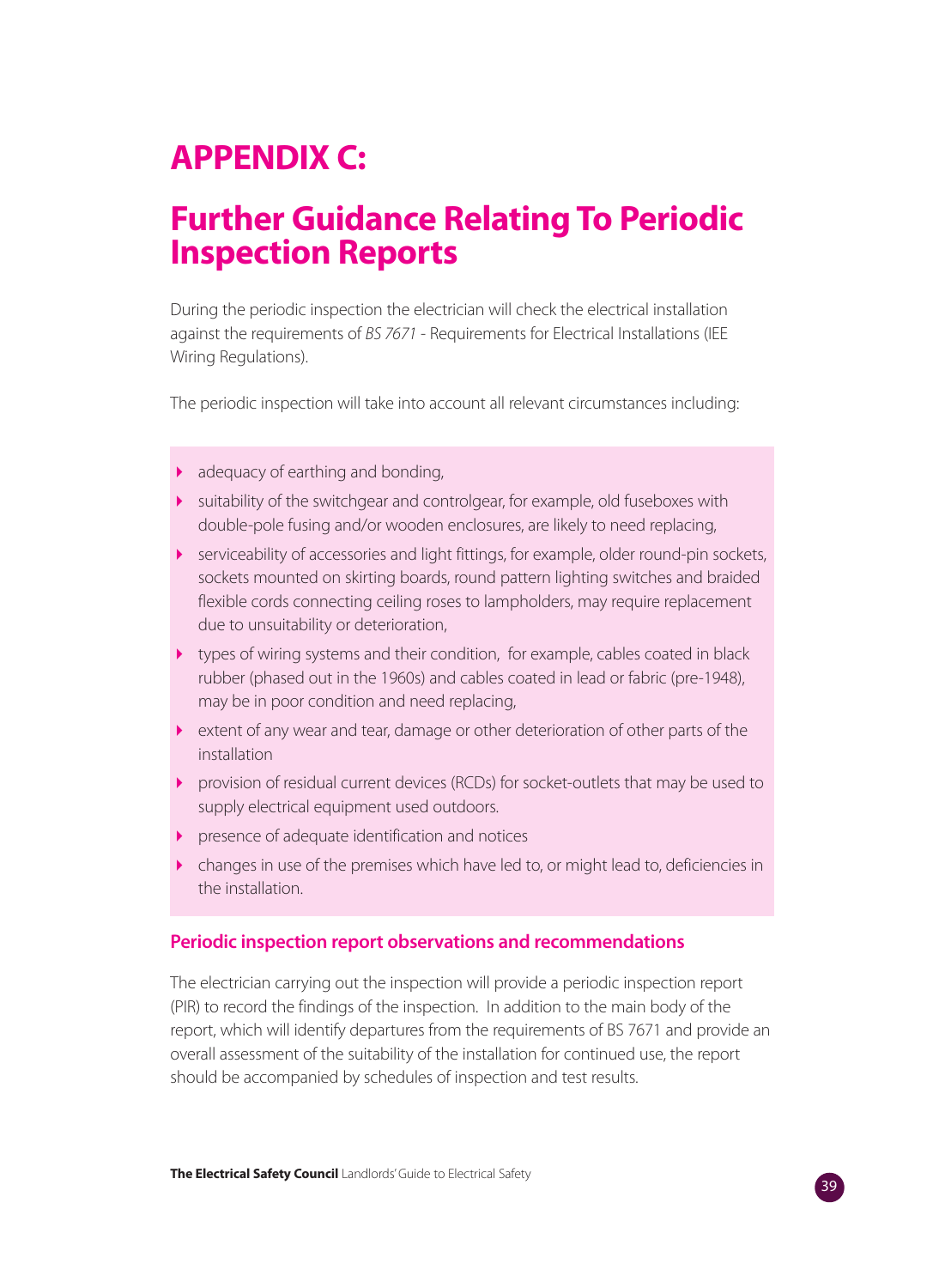# APPENDIX C:

## Further Guidance Relating To Periodic Inspection Reports

During the periodic inspection the electrician will check the electrical installation against the requirements of *BS 7671* - Requirements for Electrical Installations (IEE Wiring Regulations).

The periodic inspection will take into account all relevant circumstances including:

- adequacy of earthing and bonding,
- suitability of the switchgear and controlgear, for example, old fuseboxes with double-pole fusing and/or wooden enclosures, are likely to need replacing,
- serviceability of accessories and light fittings, for example, older round-pin sockets, sockets mounted on skirting boards, round pattern lighting switches and braided flexible cords connecting ceiling roses to lampholders, may require replacement due to unsuitability or deterioration,
- types of wiring systems and their condition, for example, cables coated in black rubber (phased out in the 1960s) and cables coated in lead or fabric (pre-1948), may be in poor condition and need replacing,
- extent of any wear and tear, damage or other deterioration of other parts of the installation
- provision of residual current devices (RCDs) for socket-outlets that may be used to supply electrical equipment used outdoors.
- presence of adequate identification and notices
- changes in use of the premises which have led to, or might lead to, deficiencies in the installation.

### Periodic inspection report observations and recommendations

The electrician carrying out the inspection will provide a periodic inspection report (PIR) to record the findings of the inspection. In addition to the main body of the report, which will identify departures from the requirements of BS 7671 and provide an overall assessment of the suitability of the installation for continued use, the report should be accompanied by schedules of inspection and test results.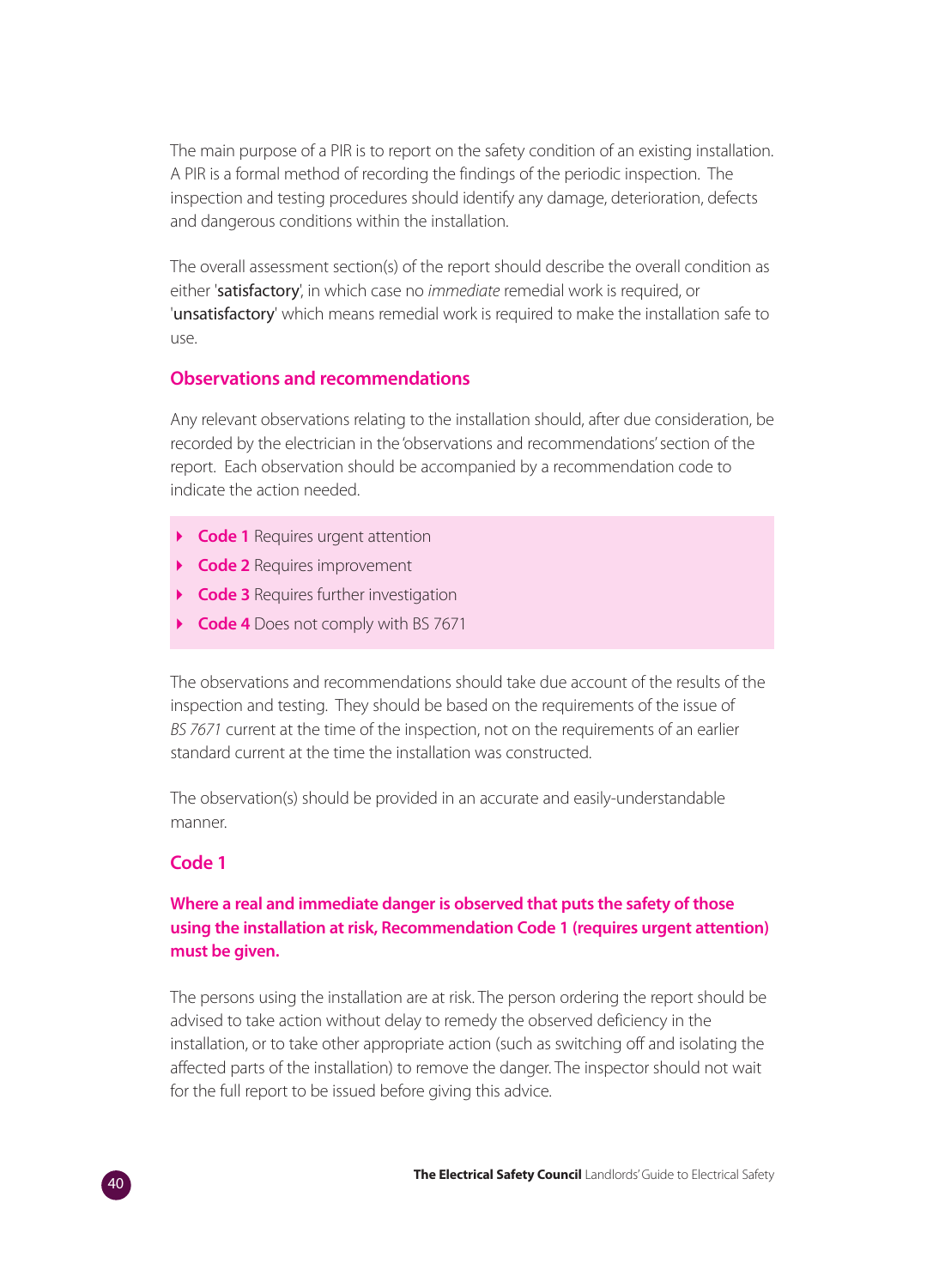The main purpose of a PIR is to report on the safety condition of an existing installation. A PIR is a formal method of recording the findings of the periodic inspection. The inspection and testing procedures should identify any damage, deterioration, defects and dangerous conditions within the installation.

The overall assessment section(s) of the report should describe the overall condition as either 'satisfactory', in which case no *immediate* remedial work is required, or 'unsatisfactory' which means remedial work is required to make the installation safe to use.

## Observations and recommendations

Any relevant observations relating to the installation should, after due consideration, be recorded by the electrician in the 'observations and recommendations' section of the report. Each observation should be accompanied by a recommendation code to indicate the action needed.

- **Code 1** Requires urgent attention
- **Code 2** Requires improvement
- **Code 3** Requires further investigation
- **Code 4** Does not comply with BS 7671

The observations and recommendations should take due account of the results of the inspection and testing. They should be based on the requirements of the issue of *BS 7671* current at the time of the inspection, not on the requirements of an earlier standard current at the time the installation was constructed.

The observation(s) should be provided in an accurate and easily-understandable manner.

## Code 1

**Where a real and immediate danger is observed that puts the safety of those using the installation at risk, Recommendation Code 1 (requires urgent attention) must be given.**

The persons using the installation are at risk. The person ordering the report should be advised to take action without delay to remedy the observed deficiency in the installation, or to take other appropriate action (such as switching off and isolating the affected parts of the installation) to remove the danger. The inspector should not wait for the full report to be issued before giving this advice.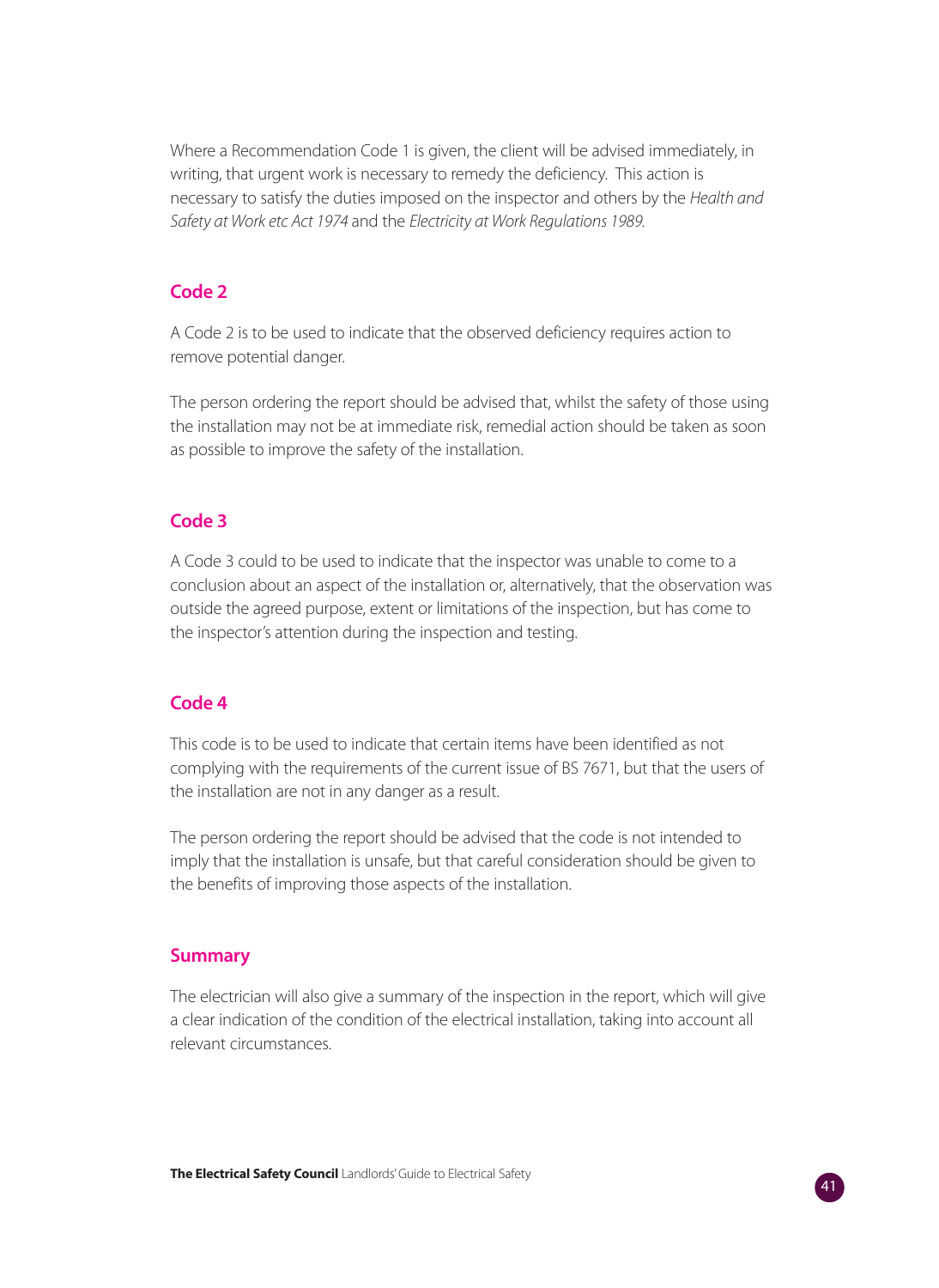Where a Recommendation Code 1 is given, the client will be advised immediately, in writing, that urgent work is necessary to remedy the deficiency.  This action is necessary to satisfy the duties imposed on the inspector and others by the *Health and Safety at Work etc Act 1974* and the *Electricity at Work Regulations 1989*.

### Code 2

A Code 2 is to be used to indicate that the observed deficiency requires action to remove potential danger.

The person ordering the report should be advised that, whilst the safety of those using the installation may not be at immediate risk, remedial action should be taken as soon as possible to improve the safety of the installation.

### Code 3

A Code 3 could to be used to indicate that the inspector was unable to come to a conclusion about an aspect of the installation or, alternatively, that the observation was outside the agreed purpose, extent or limitations of the inspection, but has come to the inspector's attention during the inspection and testing.

### Code 4

This code is to be used to indicate that certain items have been identified as not complying with the requirements of the current issue of BS 7671, but that the users of the installation are not in any danger as a result.

The person ordering the report should be advised that the code is not intended to imply that the installation is unsafe, but that careful consideration should be given to the benefits of improving those aspects of the installation.

### Summary

The electrician will also give a summary of the inspection in the report, which will give a clear indication of the condition of the electrical installation, taking into account all relevant circumstances.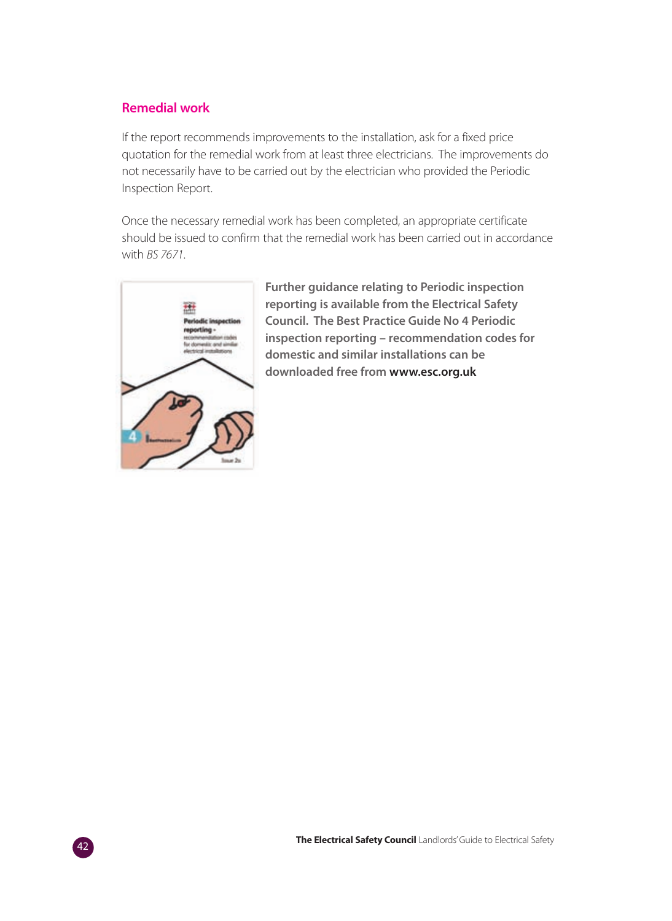## Remedial work

If the report recommends improvements to the installation, ask for a fixed price quotation for the remedial work from at least three electricians. The improvements do not necessarily have to be carried out by the electrician who provided the Periodic Inspection Report.

Once the necessary remedial work has been completed, an appropriate certificate should be issued to confirm that the remedial work has been carried out in accordance with *BS 7671*.

**Further guidance relating to Periodic inspection reporting is available from the Electrical Safety Council. The Best Practice Guide No 4 Periodic inspection reporting – recommendation codes for domestic and similar installations can be downloaded free from www.esc.org.uk**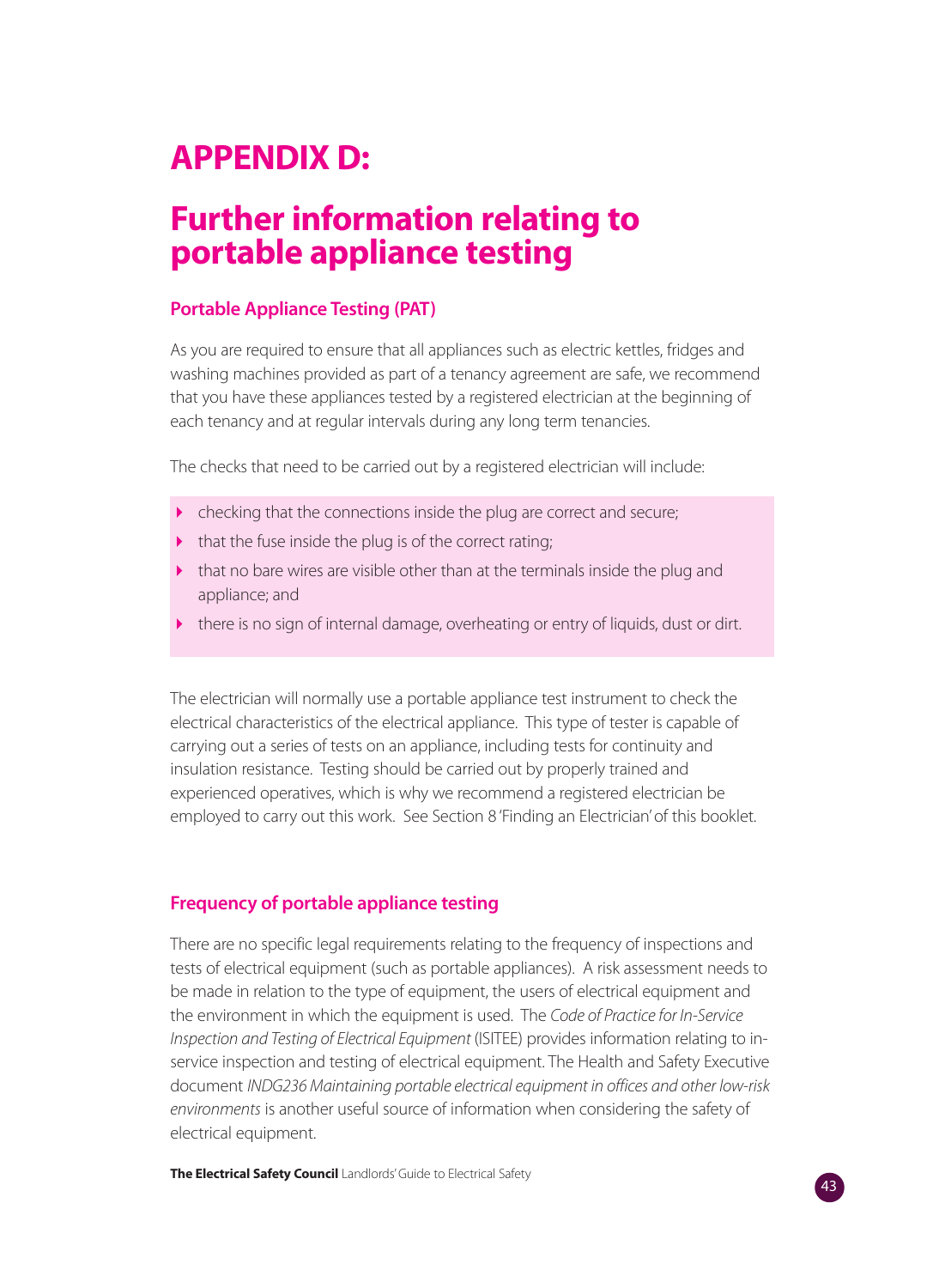# APPENDIX D:

# Further information relating to portable appliance testing

## Portable Appliance Testing (PAT)

As you are required to ensure that all appliances such as electric kettles, fridges and washing machines provided as part of a tenancy agreement are safe, we recommend that you have these appliances tested by a registered electrician at the beginning of each tenancy and at regular intervals during any long term tenancies.

The checks that need to be carried out by a registered electrician will include:

- checking that the connections inside the plug are correct and secure;
- that the fuse inside the plug is of the correct rating;
- that no bare wires are visible other than at the terminals inside the plug and appliance; and
- there is no sign of internal damage, overheating or entry of liquids, dust or dirt.

The electrician will normally use a portable appliance test instrument to check the electrical characteristics of the electrical appliance. This type of tester is capable of carrying out a series of tests on an appliance, including tests for continuity and insulation resistance. Testing should be carried out by properly trained and experienced operatives, which is why we recommend a registered electrician be employed to carry out this work. See Section 8 'Finding an Electrician' of this booklet.

## Frequency of portable appliance testing

There are no specific legal requirements relating to the frequency of inspections and tests of electrical equipment (such as portable appliances). A risk assessment needs to be made in relation to the type of equipment, the users of electrical equipment and the environment in which the equipment is used. The *Code of Practice for In-Service Inspection and Testing of Electrical Equipment* (ISITEE) provides information relating to in-service inspection and testing of electrical equipment. The Health and Safety Executive document *INDG236 Maintaining portable electrical equipment in offices and other low-risk environments* is another useful source of information when considering the safety of electrical equipment.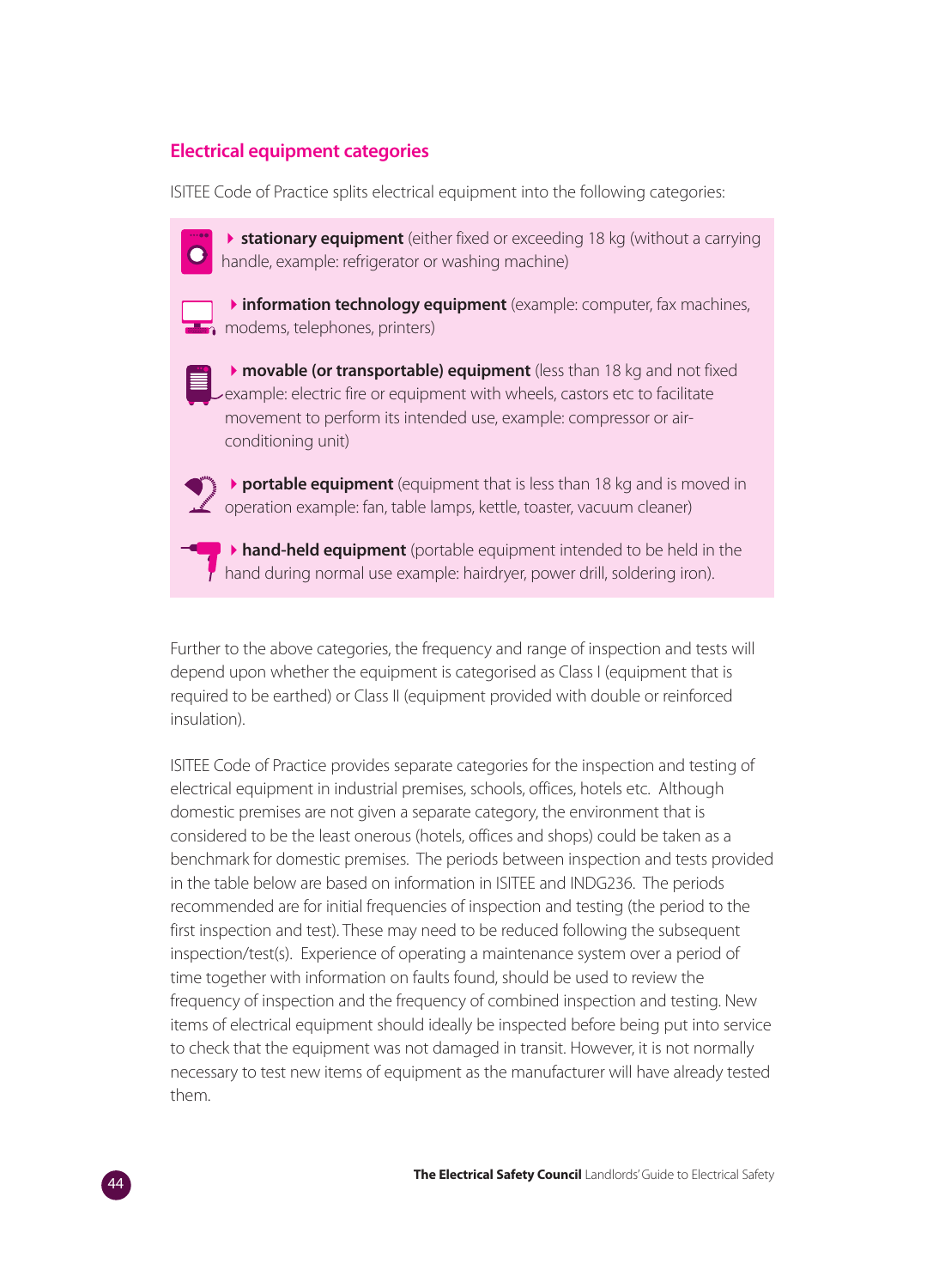## Electrical equipment categories

ISITEE Code of Practice splits electrical equipment into the following categories:

- **stationary equipment** (either fixed or exceeding 18 kg (without a carrying handle, example: refrigerator or washing machine)
- **information technology equipment** (example: computer, fax machines, modems, telephones, printers)
- **movable (or transportable) equipment** (less than 18 kg and not fixed example: electric fire or equipment with wheels, castors etc to facilitate movement to perform its intended use, example: compressor or air-conditioning unit)
- **portable equipment** (equipment that is less than 18 kg and is moved in operation example: fan, table lamps, kettle, toaster, vacuum cleaner)
- **hand-held equipment** (portable equipment intended to be held in the hand during normal use example: hairdryer, power drill, soldering iron).

Further to the above categories, the frequency and range of inspection and tests will depend upon whether the equipment is categorised as Class I (equipment that is required to be earthed) or Class II (equipment provided with double or reinforced insulation).

ISITEE Code of Practice provides separate categories for the inspection and testing of electrical equipment in industrial premises, schools, offices, hotels etc. Although domestic premises are not given a separate category, the environment that is considered to be the least onerous (hotels, offices and shops) could be taken as a benchmark for domestic premises. The periods between inspection and tests provided in the table below are based on information in ISITEE and INDG236. The periods recommended are for initial frequencies of inspection and testing (the period to the first inspection and test). These may need to be reduced following the subsequent inspection/test(s). Experience of operating a maintenance system over a period of time together with information on faults found, should be used to review the frequency of inspection and the frequency of combined inspection and testing. New items of electrical equipment should ideally be inspected before being put into service to check that the equipment was not damaged in transit. However, it is not normally necessary to test new items of equipment as the manufacturer will have already tested them.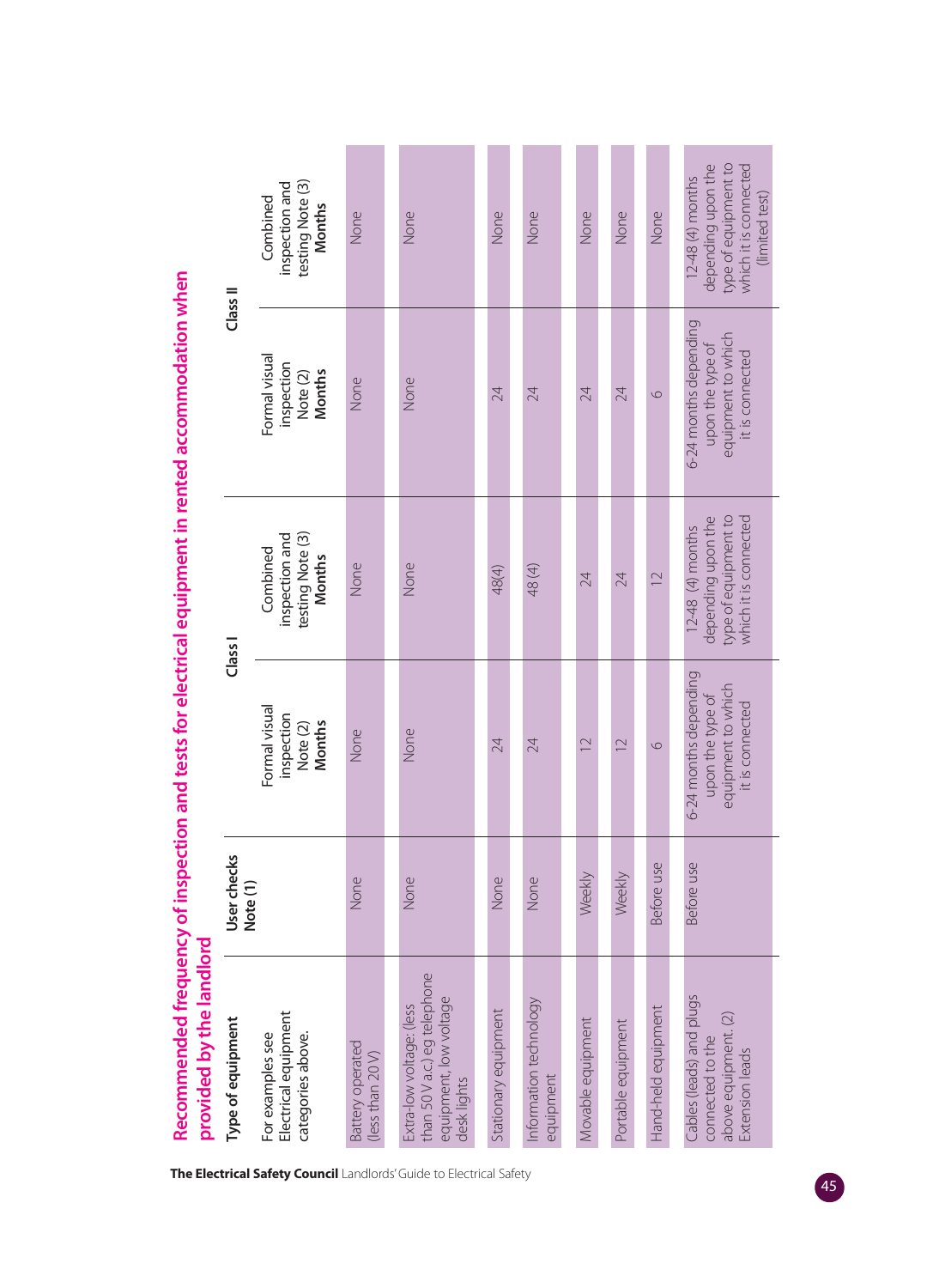## Recommended frequency of inspection and tests for electrical equipment in rented accommodation when provided by the landlord

| Type of equipment | User checks Note (1) | Class I | | Class II | |
|---|---|---|---|---|---|
| For examples see Electrical equipment categories above. | | Formal visual inspection Note (2) **Months** | Combined inspection and testing Note (3) **Months** | Formal visual inspection Note (2) **Months** | Combined inspection and testing Note (3) **Months** |
| Battery operated (less than 20 V) | None | None | None | None | None |
| Extra-low voltage: (less than 50 V a.c.) eg telephone equipment, low voltage desk lights | None | None | None | None | None |
| Stationary equipment | None | 24 | 48(4) | 24 | None |
| Information technology equipment | None | 24 | 48 (4) | 24 | None |
| Movable equipment | Weekly | 12 | 24 | 24 | None |
| Portable equipment | Weekly | 12 | 24 | 24 | None |
| Hand-held equipment | Before use | 6 | 12 | 6 | None |
| Cables (leads) and plugs connected to the above equipment. (2) Extension leads | Before use | 6-24 months depending upon the type of equipment to which it is connected | 12-48 (4) months depending upon the type of equipment to which it is connected | 6-24 months depending upon the type of equipment to which it is connected | 12-48 (4) months depending upon the type of equipment to which it is connected (limited test) |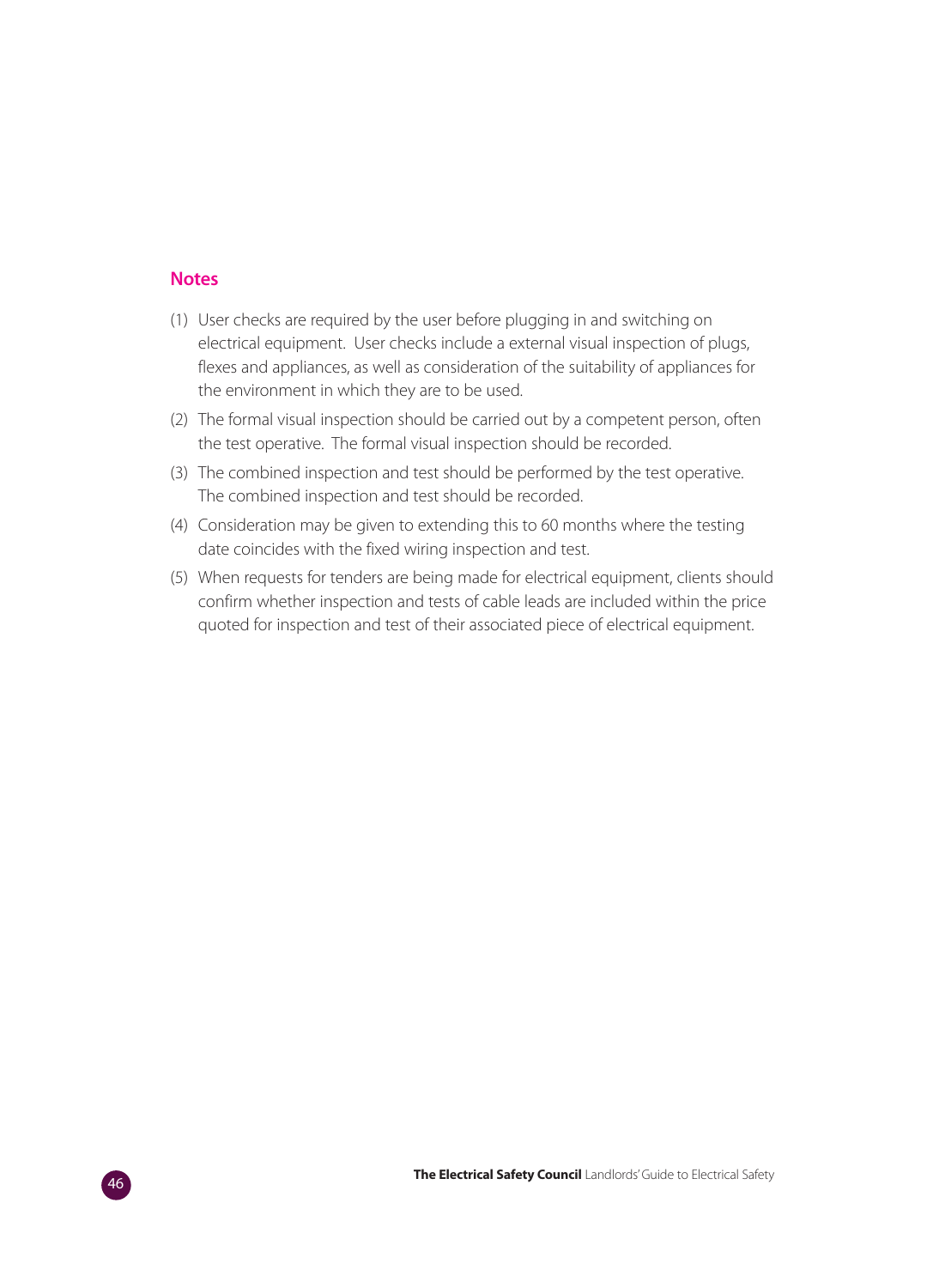## Notes

(1) User checks are required by the user before plugging in and switching on electrical equipment. User checks include a external visual inspection of plugs, flexes and appliances, as well as consideration of the suitability of appliances for the environment in which they are to be used.

(2) The formal visual inspection should be carried out by a competent person, often the test operative. The formal visual inspection should be recorded.

(3) The combined inspection and test should be performed by the test operative. The combined inspection and test should be recorded.

(4) Consideration may be given to extending this to 60 months where the testing date coincides with the fixed wiring inspection and test.

(5) When requests for tenders are being made for electrical equipment, clients should confirm whether inspection and tests of cable leads are included within the price quoted for inspection and test of their associated piece of electrical equipment.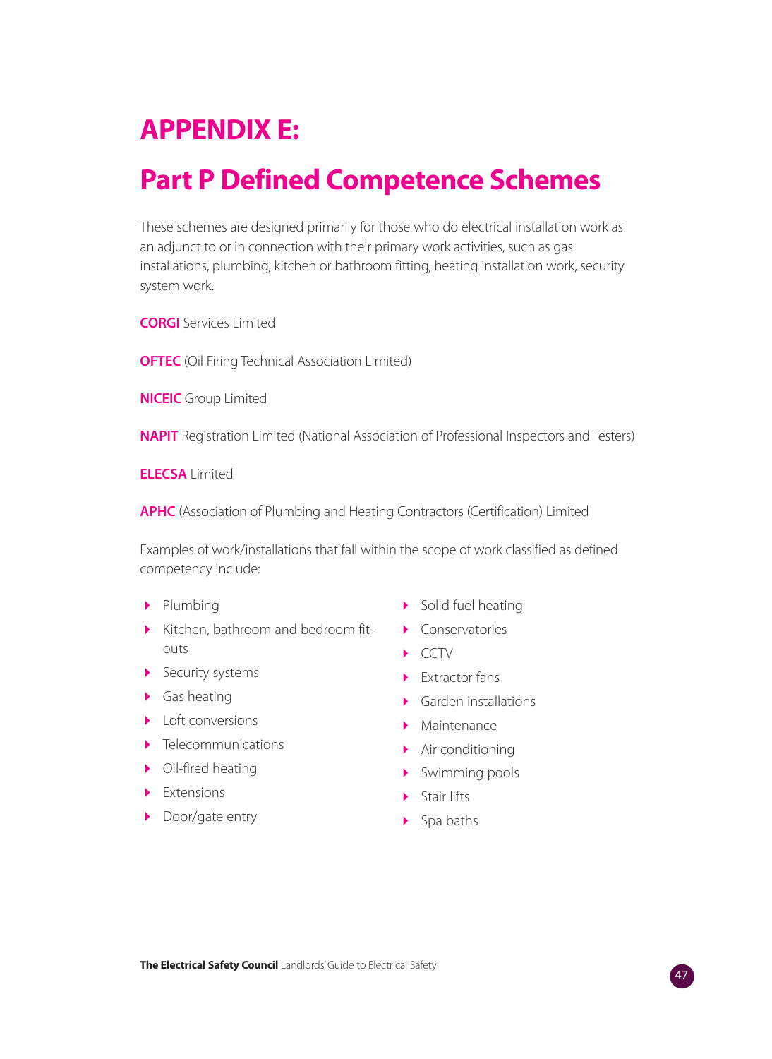# APPENDIX E:

## Part P Defined Competence Schemes

These schemes are designed primarily for those who do electrical installation work as an adjunct to or in connection with their primary work activities, such as gas installations, plumbing, kitchen or bathroom fitting, heating installation work, security system work.

**CORGI** Services Limited

**OFTEC** (Oil Firing Technical Association Limited)

**NICEIC** Group Limited

**NAPIT** Registration Limited (National Association of Professional Inspectors and Testers)

**ELECSA** Limited

**APHC** (Association of Plumbing and Heating Contractors (Certification) Limited

Examples of work/installations that fall within the scope of work classified as defined competency include:

- Plumbing
- Kitchen, bathroom and bedroom fit-outs
- Security systems
- Gas heating
- Loft conversions
- Telecommunications
- Oil-fired heating
- Extensions
- Door/gate entry
- Solid fuel heating
- Conservatories
- CCTV
- Extractor fans
- Garden installations
- Maintenance
- Air conditioning
- Swimming pools
- Stair lifts
- Spa baths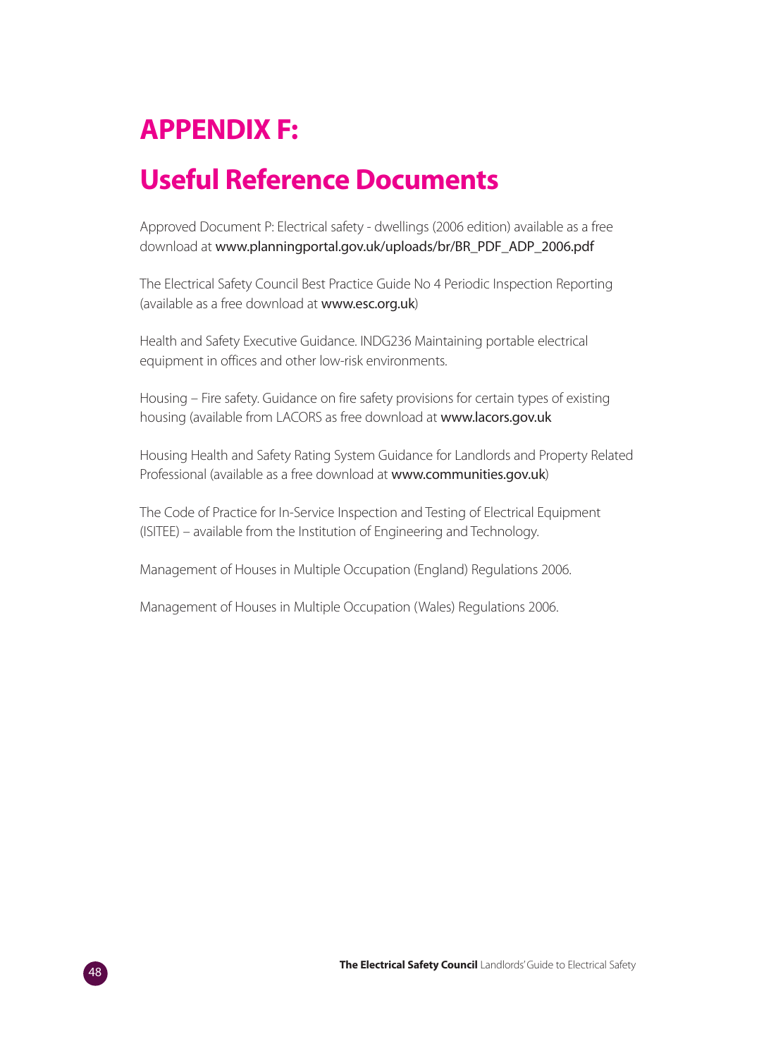# APPENDIX F:

# Useful Reference Documents

Approved Document P: Electrical safety - dwellings (2006 edition) available as a free download at **www.planningportal.gov.uk/uploads/br/BR_PDF_ADP_2006.pdf**

The Electrical Safety Council Best Practice Guide No 4 Periodic Inspection Reporting (available as a free download at **www.esc.org.uk**)

Health and Safety Executive Guidance. INDG236 Maintaining portable electrical equipment in offices and other low-risk environments.

Housing – Fire safety. Guidance on fire safety provisions for certain types of existing housing (available from LACORS as free download at **www.lacors.gov.uk**

Housing Health and Safety Rating System Guidance for Landlords and Property Related Professional (available as a free download at **www.communities.gov.uk**)

The Code of Practice for In-Service Inspection and Testing of Electrical Equipment (ISITEE) – available from the Institution of Engineering and Technology.

Management of Houses in Multiple Occupation (England) Regulations 2006.

Management of Houses in Multiple Occupation (Wales) Regulations 2006.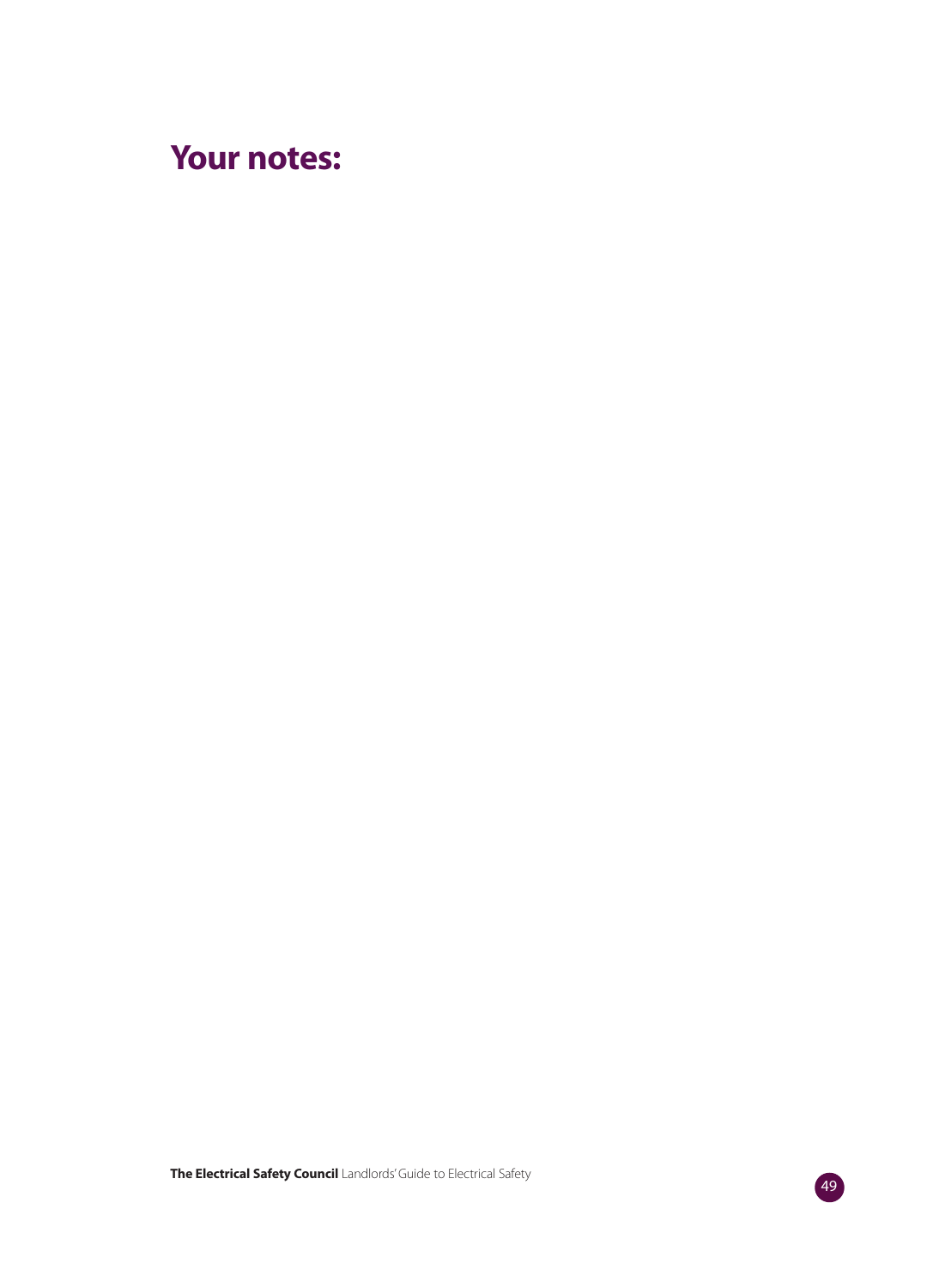# Your notes: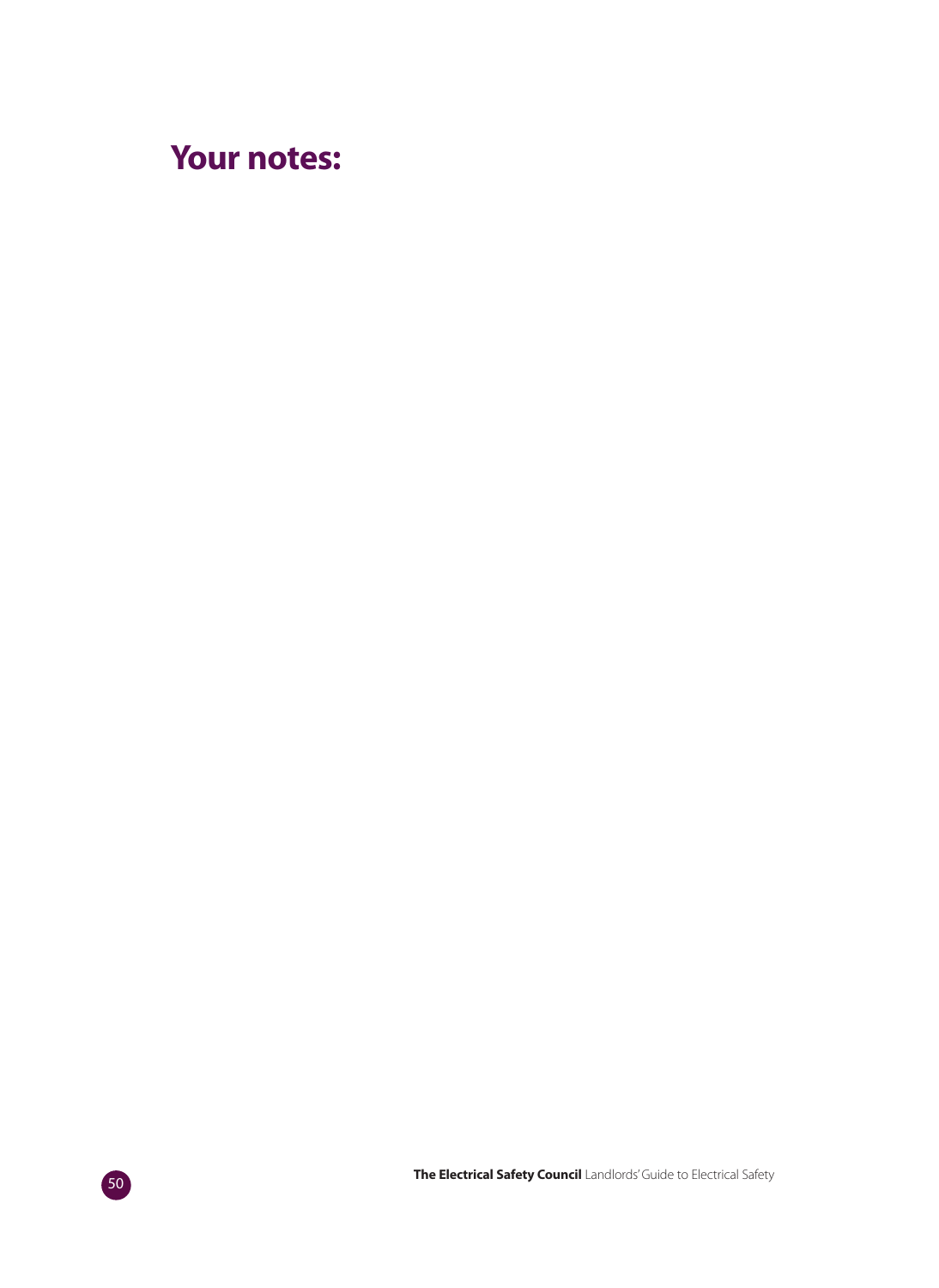# Your notes: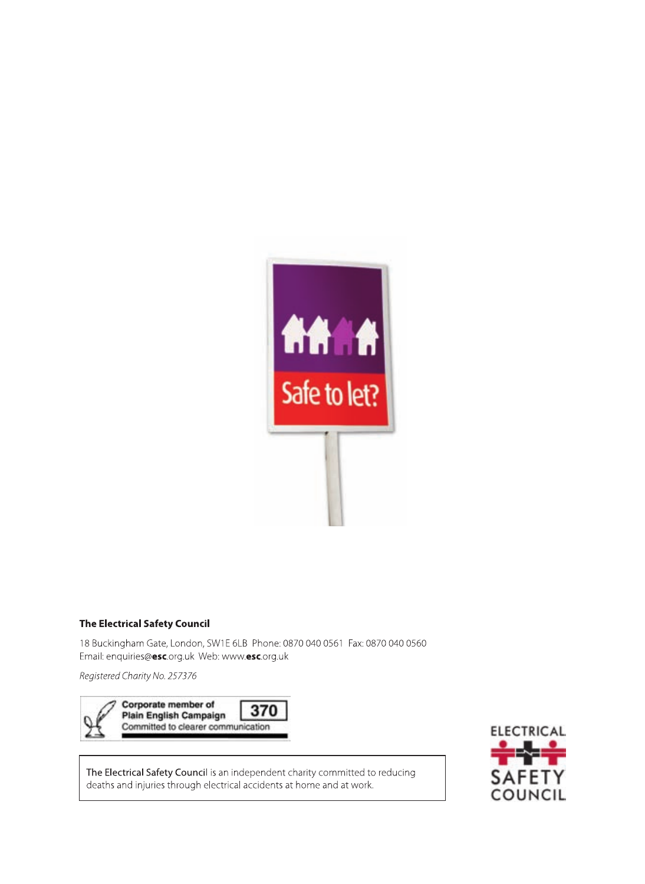**The Electrical Safety Council**

18 Buckingham Gate, London, SW1E 6LB Phone: 0870 040 0561 Fax: 0870 040 0560
Email: enquiries@**esc**.org.uk Web: www.**esc**.org.uk

*Registered Charity No. 257376*

Corporate member of Plain English Campaign 370
Committed to clearer communication

The Electrical Safety Council is an independent charity committed to reducing deaths and injuries through electrical accidents at home and at work.

ELECTRICAL SAFETY COUNCIL